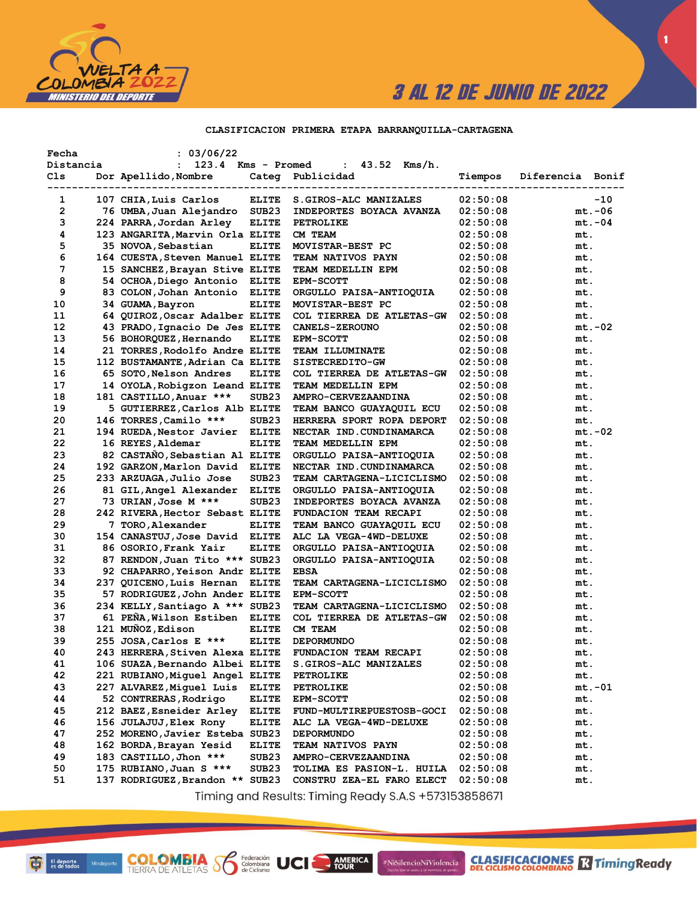3 AL 12 DE JUNIO DE 2022

## CLASIFICACION PRIMERA ETAPA BARRANQUILLA-CARTAGENA

Fecha : 03/06/22
Distancia : 123.4 Kms - Promed : 43.52 Kms/h.

| Cls | Dor | Apellido,Nombre | Categ | Publicidad | Tiempos | Diferencia | Bonif |
|---|---|---|---|---|---|---|---|
| 1 | 107 | CHIA,Luis Carlos | ELITE | S.GIROS-ALC MANIZALES | 02:50:08 | | -10 |
| 2 | 76 | UMBA,Juan Alejandro | SUB23 | INDEPORTES BOYACA AVANZA | 02:50:08 | mt. | -06 |
| 3 | 224 | PARRA,Jordan Arley | ELITE | PETROLIKE | 02:50:08 | mt. | -04 |
| 4 | 123 | ANGARITA,Marvin Orla | ELITE | CM TEAM | 02:50:08 | mt. | |
| 5 | 35 | NOVOA,Sebastian | ELITE | MOVISTAR-BEST PC | 02:50:08 | mt. | |
| 6 | 164 | CUESTA,Steven Manuel | ELITE | TEAM NATIVOS PAYN | 02:50:08 | mt. | |
| 7 | 15 | SANCHEZ,Brayan Stive | ELITE | TEAM MEDELLIN EPM | 02:50:08 | mt. | |
| 8 | 54 | OCHOA,Diego Antonio | ELITE | EPM-SCOTT | 02:50:08 | mt. | |
| 9 | 83 | COLON,Johan Antonio | ELITE | ORGULLO PAISA-ANTIOQUIA | 02:50:08 | mt. | |
| 10 | 34 | GUAMA,Bayron | ELITE | MOVISTAR-BEST PC | 02:50:08 | mt. | |
| 11 | 64 | QUIROZ,Oscar Adalber | ELITE | COL TIERREA DE ATLETAS-GW | 02:50:08 | mt. | |
| 12 | 43 | PRADO,Ignacio De Jes | ELITE | CANELS-ZEROUNO | 02:50:08 | mt. | -02 |
| 13 | 56 | BOHORQUEZ,Hernando | ELITE | EPM-SCOTT | 02:50:08 | mt. | |
| 14 | 21 | TORRES,Rodolfo Andre | ELITE | TEAM ILLUMINATE | 02:50:08 | mt. | |
| 15 | 112 | BUSTAMANTE,Adrian Ca | ELITE | SISTECREDITO-GW | 02:50:08 | mt. | |
| 16 | 65 | SOTO,Nelson Andres | ELITE | COL TIERREA DE ATLETAS-GW | 02:50:08 | mt. | |
| 17 | 14 | OYOLA,Robigzon Leand | ELITE | TEAM MEDELLIN EPM | 02:50:08 | mt. | |
| 18 | 181 | CASTILLO,Anuar *** | SUB23 | AMPRO-CERVEZAANDINA | 02:50:08 | mt. | |
| 19 | 5 | GUTIERREZ,Carlos Alb | ELITE | TEAM BANCO GUAYAQUIL ECU | 02:50:08 | mt. | |
| 20 | 146 | TORRES,Camilo *** | SUB23 | HERRERA SPORT ROPA DEPORT | 02:50:08 | mt. | |
| 21 | 194 | RUEDA,Nestor Javier | ELITE | NECTAR IND.CUNDINAMARCA | 02:50:08 | mt. | -02 |
| 22 | 16 | REYES,Aldemar | ELITE | TEAM MEDELLIN EPM | 02:50:08 | mt. | |
| 23 | 82 | CASTAÑO,Sebastian Al | ELITE | ORGULLO PAISA-ANTIOQUIA | 02:50:08 | mt. | |
| 24 | 192 | GARZON,Marlon David | ELITE | NECTAR IND.CUNDINAMARCA | 02:50:08 | mt. | |
| 25 | 233 | ARZUAGA,Julio Jose | SUB23 | TEAM CARTAGENA-LICICLISMO | 02:50:08 | mt. | |
| 26 | 81 | GIL,Angel Alexander | ELITE | ORGULLO PAISA-ANTIOQUIA | 02:50:08 | mt. | |
| 27 | 73 | URIAN,Jose M *** | SUB23 | INDEPORTES BOYACA AVANZA | 02:50:08 | mt. | |
| 28 | 242 | RIVERA,Hector Sebast | ELITE | FUNDACION TEAM RECAPI | 02:50:08 | mt. | |
| 29 | 7 | TORO,Alexander | ELITE | TEAM BANCO GUAYAQUIL ECU | 02:50:08 | mt. | |
| 30 | 154 | CANASTUJ,Jose David | ELITE | ALC LA VEGA-4WD-DELUXE | 02:50:08 | mt. | |
| 31 | 86 | OSORIO,Frank Yair | ELITE | ORGULLO PAISA-ANTIOQUIA | 02:50:08 | mt. | |
| 32 | 87 | RENDON,Juan Tito *** | SUB23 | ORGULLO PAISA-ANTIOQUIA | 02:50:08 | mt. | |
| 33 | 92 | CHAPARRO,Yeison Andr | ELITE | EBSA | 02:50:08 | mt. | |
| 34 | 237 | QUICENO,Luis Hernan | ELITE | TEAM CARTAGENA-LICICLISMO | 02:50:08 | mt. | |
| 35 | 57 | RODRIGUEZ,John Ander | ELITE | EPM-SCOTT | 02:50:08 | mt. | |
| 36 | 234 | KELLY,Santiago A *** | SUB23 | TEAM CARTAGENA-LICICLISMO | 02:50:08 | mt. | |
| 37 | 61 | PEÑA,Wilson Estiben | ELITE | COL TIERREA DE ATLETAS-GW | 02:50:08 | mt. | |
| 38 | 121 | MUÑOZ,Edison | ELITE | CM TEAM | 02:50:08 | mt. | |
| 39 | 255 | JOSA,Carlos E *** | ELITE | DEPORMUNDO | 02:50:08 | mt. | |
| 40 | 243 | HERRERA,Stiven Alexa | ELITE | FUNDACION TEAM RECAPI | 02:50:08 | mt. | |
| 41 | 106 | SUAZA,Bernando Albei | ELITE | S.GIROS-ALC MANIZALES | 02:50:08 | mt. | |
| 42 | 221 | RUBIANO,Miguel Angel | ELITE | PETROLIKE | 02:50:08 | mt. | |
| 43 | 227 | ALVAREZ,Miguel Luis | ELITE | PETROLIKE | 02:50:08 | mt. | -01 |
| 44 | 52 | CONTRERAS,Rodrigo | ELITE | EPM-SCOTT | 02:50:08 | mt. | |
| 45 | 212 | BAEZ,Esneider Arley | ELITE | FUND-MULTIREPUESTOSB-GOCI | 02:50:08 | mt. | |
| 46 | 156 | JULAJUJ,Elex Rony | ELITE | ALC LA VEGA-4WD-DELUXE | 02:50:08 | mt. | |
| 47 | 252 | MORENO,Javier Esteba | SUB23 | DEPORMUNDO | 02:50:08 | mt. | |
| 48 | 162 | BORDA,Brayan Yesid | ELITE | TEAM NATIVOS PAYN | 02:50:08 | mt. | |
| 49 | 183 | CASTILLO,Jhon *** | SUB23 | AMPRO-CERVEZAANDINA | 02:50:08 | mt. | |
| 50 | 175 | RUBIANO,Juan S *** | SUB23 | TOLIMA ES PASION-L. HUILA | 02:50:08 | mt. | |
| 51 | 137 | RODRIGUEZ,Brandon ** | SUB23 | CONSTRU ZEA-EL FARO ELECT | 02:50:08 | mt. | |

Timing and Results: Timing Ready S.A.S +573153858671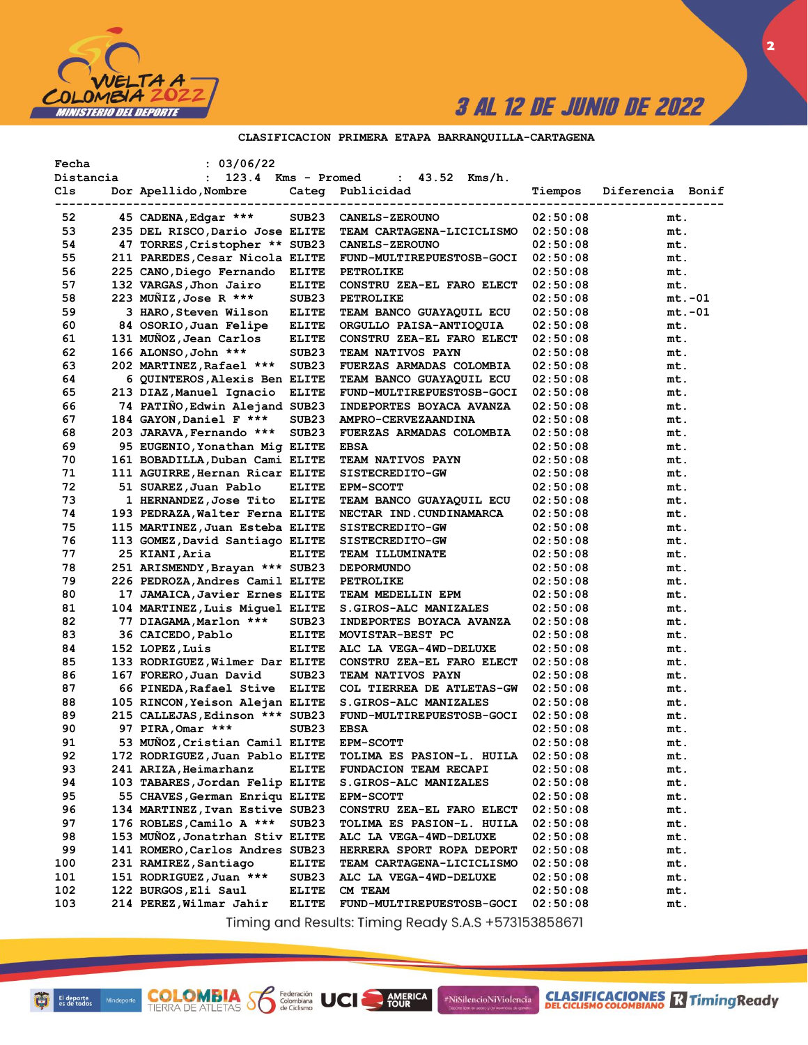3 AL 12 DE JUNIO DE 2022

CLASIFICACION PRIMERA ETAPA BARRANQUILLA-CARTAGENA

Fecha : 03/06/22
Distancia : 123.4 Kms - Promed : 43.52 Kms/h.

| Cls | Dor | Apellido,Nombre | Categ | Publicidad | Tiempos | Diferencia | Bonif |
|---|---|---|---|---|---|---|---|
| 52 | 45 | CADENA,Edgar *** | SUB23 | CANELS-ZEROUNO | 02:50:08 | mt. | |
| 53 | 235 | DEL RISCO,Dario Jose | ELITE | TEAM CARTAGENA-LICICLISMO | 02:50:08 | mt. | |
| 54 | 47 | TORRES,Cristopher ** | SUB23 | CANELS-ZEROUNO | 02:50:08 | mt. | |
| 55 | 211 | PAREDES,Cesar Nicola | ELITE | FUND-MULTIREPUESTOSB-GOCI | 02:50:08 | mt. | |
| 56 | 225 | CANO,Diego Fernando | ELITE | PETROLIKE | 02:50:08 | mt. | |
| 57 | 132 | VARGAS,Jhon Jairo | ELITE | CONSTRU ZEA-EL FARO ELECT | 02:50:08 | mt. | |
| 58 | 223 | MUÑIZ,Jose R *** | SUB23 | PETROLIKE | 02:50:08 | mt. | -01 |
| 59 | 3 | HARO,Steven Wilson | ELITE | TEAM BANCO GUAYAQUIL ECU | 02:50:08 | mt. | -01 |
| 60 | 84 | OSORIO,Juan Felipe | ELITE | ORGULLO PAISA-ANTIOQUIA | 02:50:08 | mt. | |
| 61 | 131 | MUÑOZ,Jean Carlos | ELITE | CONSTRU ZEA-EL FARO ELECT | 02:50:08 | mt. | |
| 62 | 166 | ALONSO,John *** | SUB23 | TEAM NATIVOS PAYN | 02:50:08 | mt. | |
| 63 | 202 | MARTINEZ,Rafael *** | SUB23 | FUERZAS ARMADAS COLOMBIA | 02:50:08 | mt. | |
| 64 | 6 | QUINTEROS,Alexis Ben | ELITE | TEAM BANCO GUAYAQUIL ECU | 02:50:08 | mt. | |
| 65 | 213 | DIAZ,Manuel Ignacio | ELITE | FUND-MULTIREPUESTOSB-GOCI | 02:50:08 | mt. | |
| 66 | 74 | PATIÑO,Edwin Alejand | SUB23 | INDEPORTES BOYACA AVANZA | 02:50:08 | mt. | |
| 67 | 184 | GAYON,Daniel F *** | SUB23 | AMPRO-CERVEZAANDINA | 02:50:08 | mt. | |
| 68 | 203 | JARAVA,Fernando *** | SUB23 | FUERZAS ARMADAS COLOMBIA | 02:50:08 | mt. | |
| 69 | 95 | EUGENIO,Yonathan Mig | ELITE | EBSA | 02:50:08 | mt. | |
| 70 | 161 | BOBADILLA,Duban Cami | ELITE | TEAM NATIVOS PAYN | 02:50:08 | mt. | |
| 71 | 111 | AGUIRRE,Hernan Ricar | ELITE | SISTECREDITO-GW | 02:50:08 | mt. | |
| 72 | 51 | SUAREZ,Juan Pablo | ELITE | EPM-SCOTT | 02:50:08 | mt. | |
| 73 | 1 | HERNANDEZ,Jose Tito | ELITE | TEAM BANCO GUAYAQUIL ECU | 02:50:08 | mt. | |
| 74 | 193 | PEDRAZA,Walter Ferna | ELITE | NECTAR IND.CUNDINAMARCA | 02:50:08 | mt. | |
| 75 | 115 | MARTINEZ,Juan Esteba | ELITE | SISTECREDITO-GW | 02:50:08 | mt. | |
| 76 | 113 | GOMEZ,David Santiago | ELITE | SISTECREDITO-GW | 02:50:08 | mt. | |
| 77 | 25 | KIANI,Aria | ELITE | TEAM ILLUMINATE | 02:50:08 | mt. | |
| 78 | 251 | ARISMENDY,Brayan *** | SUB23 | DEPORMUNDO | 02:50:08 | mt. | |
| 79 | 226 | PEDROZA,Andres Camil | ELITE | PETROLIKE | 02:50:08 | mt. | |
| 80 | 17 | JAMAICA,Javier Ernes | ELITE | TEAM MEDELLIN EPM | 02:50:08 | mt. | |
| 81 | 104 | MARTINEZ,Luis Miguel | ELITE | S.GIROS-ALC MANIZALES | 02:50:08 | mt. | |
| 82 | 77 | DIAGAMA,Marlon *** | SUB23 | INDEPORTES BOYACA AVANZA | 02:50:08 | mt. | |
| 83 | 36 | CAICEDO,Pablo | ELITE | MOVISTAR-BEST PC | 02:50:08 | mt. | |
| 84 | 152 | LOPEZ,Luis | ELITE | ALC LA VEGA-4WD-DELUXE | 02:50:08 | mt. | |
| 85 | 133 | RODRIGUEZ,Wilmer Dar | ELITE | CONSTRU ZEA-EL FARO ELECT | 02:50:08 | mt. | |
| 86 | 167 | FORERO,Juan David | SUB23 | TEAM NATIVOS PAYN | 02:50:08 | mt. | |
| 87 | 66 | PINEDA,Rafael Stive | ELITE | COL TIERREA DE ATLETAS-GW | 02:50:08 | mt. | |
| 88 | 105 | RINCON,Yeison Alejan | ELITE | S.GIROS-ALC MANIZALES | 02:50:08 | mt. | |
| 89 | 215 | CALLEJAS,Edinson *** | SUB23 | FUND-MULTIREPUESTOSB-GOCI | 02:50:08 | mt. | |
| 90 | 97 | PIRA,Omar *** | SUB23 | EBSA | 02:50:08 | mt. | |
| 91 | 53 | MUÑOZ,Cristian Camil | ELITE | EPM-SCOTT | 02:50:08 | mt. | |
| 92 | 172 | RODRIGUEZ,Juan Pablo | ELITE | TOLIMA ES PASION-L. HUILA | 02:50:08 | mt. | |
| 93 | 241 | ARIZA,Heimarhanz | ELITE | FUNDACION TEAM RECAPI | 02:50:08 | mt. | |
| 94 | 103 | TABARES,Jordan Felip | ELITE | S.GIROS-ALC MANIZALES | 02:50:08 | mt. | |
| 95 | 55 | CHAVES,German Enriqu | ELITE | EPM-SCOTT | 02:50:08 | mt. | |
| 96 | 134 | MARTINEZ,Ivan Estive | SUB23 | CONSTRU ZEA-EL FARO ELECT | 02:50:08 | mt. | |
| 97 | 176 | ROBLES,Camilo A *** | SUB23 | TOLIMA ES PASION-L. HUILA | 02:50:08 | mt. | |
| 98 | 153 | MUÑOZ,Jonatrhan Stiv | ELITE | ALC LA VEGA-4WD-DELUXE | 02:50:08 | mt. | |
| 99 | 141 | ROMERO,Carlos Andres | SUB23 | HERRERA SPORT ROPA DEPORT | 02:50:08 | mt. | |
| 100 | 231 | RAMIREZ,Santiago | ELITE | TEAM CARTAGENA-LICICLISMO | 02:50:08 | mt. | |
| 101 | 151 | RODRIGUEZ,Juan *** | SUB23 | ALC LA VEGA-4WD-DELUXE | 02:50:08 | mt. | |
| 102 | 122 | BURGOS,Eli Saul | ELITE | CM TEAM | 02:50:08 | mt. | |
| 103 | 214 | PEREZ,Wilmar Jahir | ELITE | FUND-MULTIREPUESTOSB-GOCI | 02:50:08 | mt. | |

Timing and Results: Timing Ready S.A.S +573153858671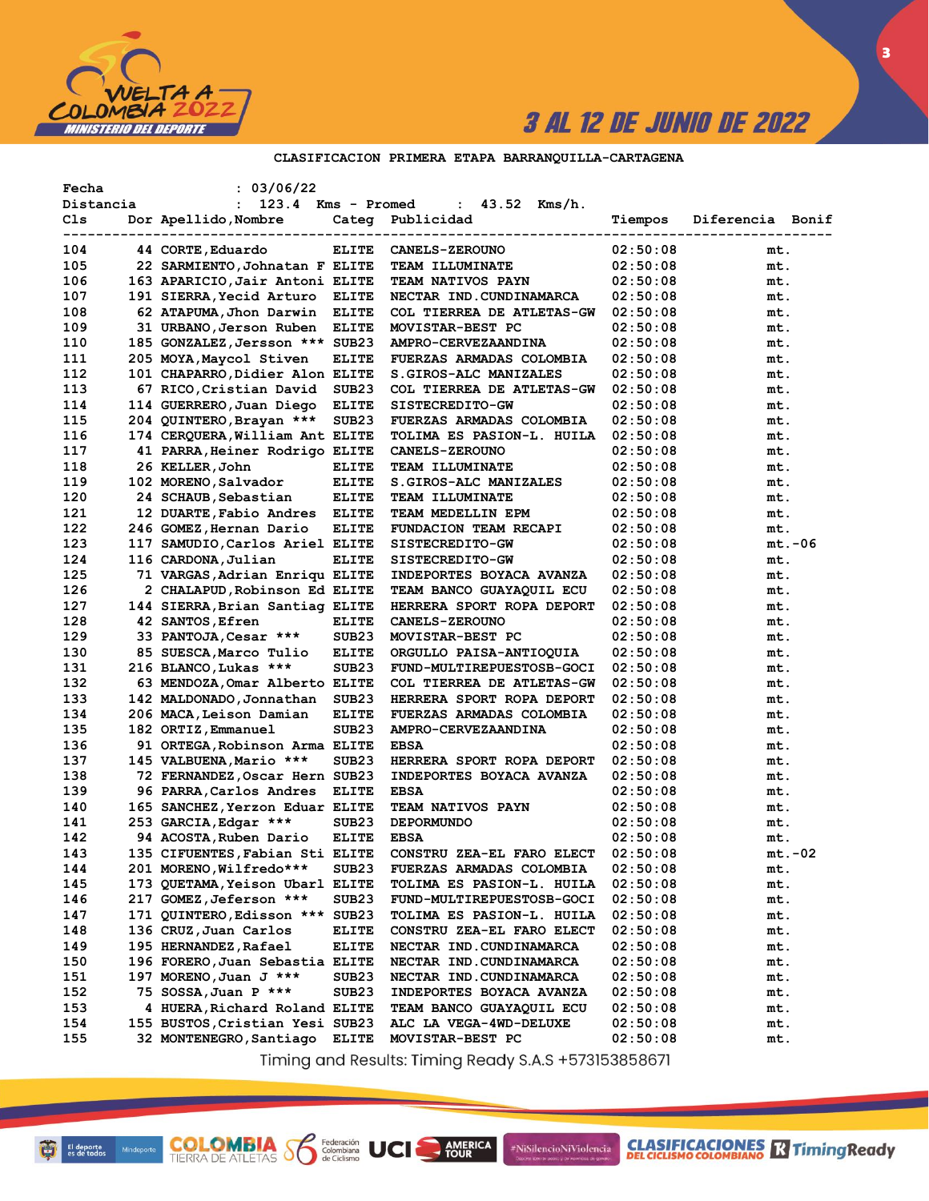3 AL 12 DE JUNIO DE 2022

CLASIFICACION PRIMERA ETAPA BARRANQUILLA-CARTAGENA

Fecha : 03/06/22
Distancia : 123.4 Kms - Promed : 43.52 Kms/h.

| Cls | Dor | Apellido,Nombre | Categ | Publicidad | Tiempos | Diferencia | Bonif |
|---|---|---|---|---|---|---|---|
| 104 | 44 | CORTE,Eduardo | ELITE | CANELS-ZEROUNO | 02:50:08 | mt. | |
| 105 | 22 | SARMIENTO,Johnatan F | ELITE | TEAM ILLUMINATE | 02:50:08 | mt. | |
| 106 | 163 | APARICIO,Jair Antoni | ELITE | TEAM NATIVOS PAYN | 02:50:08 | mt. | |
| 107 | 191 | SIERRA,Yecid Arturo | ELITE | NECTAR IND.CUNDINAMARCA | 02:50:08 | mt. | |
| 108 | 62 | ATAPUMA,Jhon Darwin | ELITE | COL TIERREA DE ATLETAS-GW | 02:50:08 | mt. | |
| 109 | 31 | URBANO,Jerson Ruben | ELITE | MOVISTAR-BEST PC | 02:50:08 | mt. | |
| 110 | 185 | GONZALEZ,Jersson *** | SUB23 | AMPRO-CERVEZAANDINA | 02:50:08 | mt. | |
| 111 | 205 | MOYA,Maycol Stiven | ELITE | FUERZAS ARMADAS COLOMBIA | 02:50:08 | mt. | |
| 112 | 101 | CHAPARRO,Didier Alon | ELITE | S.GIROS-ALC MANIZALES | 02:50:08 | mt. | |
| 113 | 67 | RICO,Cristian David | SUB23 | COL TIERREA DE ATLETAS-GW | 02:50:08 | mt. | |
| 114 | 114 | GUERRERO,Juan Diego | ELITE | SISTECREDITO-GW | 02:50:08 | mt. | |
| 115 | 204 | QUINTERO,Brayan *** | SUB23 | FUERZAS ARMADAS COLOMBIA | 02:50:08 | mt. | |
| 116 | 174 | CERQUERA,William Ant | ELITE | TOLIMA ES PASION-L. HUILA | 02:50:08 | mt. | |
| 117 | 41 | PARRA,Heiner Rodrigo | ELITE | CANELS-ZEROUNO | 02:50:08 | mt. | |
| 118 | 26 | KELLER,John | ELITE | TEAM ILLUMINATE | 02:50:08 | mt. | |
| 119 | 102 | MORENO,Salvador | ELITE | S.GIROS-ALC MANIZALES | 02:50:08 | mt. | |
| 120 | 24 | SCHAUB,Sebastian | ELITE | TEAM ILLUMINATE | 02:50:08 | mt. | |
| 121 | 12 | DUARTE,Fabio Andres | ELITE | TEAM MEDELLIN EPM | 02:50:08 | mt. | |
| 122 | 246 | GOMEZ,Hernan Dario | ELITE | FUNDACION TEAM RECAPI | 02:50:08 | mt. | |
| 123 | 117 | SAMUDIO,Carlos Ariel | ELITE | SISTECREDITO-GW | 02:50:08 | mt. | -06 |
| 124 | 116 | CARDONA,Julian | ELITE | SISTECREDITO-GW | 02:50:08 | mt. | |
| 125 | 71 | VARGAS,Adrian Enriqu | ELITE | INDEPORTES BOYACA AVANZA | 02:50:08 | mt. | |
| 126 | 2 | CHALAPUD,Robinson Ed | ELITE | TEAM BANCO GUAYAQUIL ECU | 02:50:08 | mt. | |
| 127 | 144 | SIERRA,Brian Santiag | ELITE | HERRERA SPORT ROPA DEPORT | 02:50:08 | mt. | |
| 128 | 42 | SANTOS,Efren | ELITE | CANELS-ZEROUNO | 02:50:08 | mt. | |
| 129 | 33 | PANTOJA,Cesar *** | SUB23 | MOVISTAR-BEST PC | 02:50:08 | mt. | |
| 130 | 85 | SUESCA,Marco Tulio | ELITE | ORGULLO PAISA-ANTIOQUIA | 02:50:08 | mt. | |
| 131 | 216 | BLANCO,Lukas *** | SUB23 | FUND-MULTIREPUESTOSB-GOCI | 02:50:08 | mt. | |
| 132 | 63 | MENDOZA,Omar Alberto | ELITE | COL TIERREA DE ATLETAS-GW | 02:50:08 | mt. | |
| 133 | 142 | MALDONADO,Jonnathan | SUB23 | HERRERA SPORT ROPA DEPORT | 02:50:08 | mt. | |
| 134 | 206 | MACA,Leison Damian | ELITE | FUERZAS ARMADAS COLOMBIA | 02:50:08 | mt. | |
| 135 | 182 | ORTIZ,Emmanuel | SUB23 | AMPRO-CERVEZAANDINA | 02:50:08 | mt. | |
| 136 | 91 | ORTEGA,Robinson Arma | ELITE | EBSA | 02:50:08 | mt. | |
| 137 | 145 | VALBUENA,Mario *** | SUB23 | HERRERA SPORT ROPA DEPORT | 02:50:08 | mt. | |
| 138 | 72 | FERNANDEZ,Oscar Hern | SUB23 | INDEPORTES BOYACA AVANZA | 02:50:08 | mt. | |
| 139 | 96 | PARRA,Carlos Andres | ELITE | EBSA | 02:50:08 | mt. | |
| 140 | 165 | SANCHEZ,Yerzon Eduar | ELITE | TEAM NATIVOS PAYN | 02:50:08 | mt. | |
| 141 | 253 | GARCIA,Edgar *** | SUB23 | DEPORMUNDO | 02:50:08 | mt. | |
| 142 | 94 | ACOSTA,Ruben Dario | ELITE | EBSA | 02:50:08 | mt. | |
| 143 | 135 | CIFUENTES,Fabian Sti | ELITE | CONSTRU ZEA-EL FARO ELECT | 02:50:08 | mt. | -02 |
| 144 | 201 | MORENO,Wilfredo*** | SUB23 | FUERZAS ARMADAS COLOMBIA | 02:50:08 | mt. | |
| 145 | 173 | QUETAMA,Yeison Ubarl | ELITE | TOLIMA ES PASION-L. HUILA | 02:50:08 | mt. | |
| 146 | 217 | GOMEZ,Jeferson *** | SUB23 | FUND-MULTIREPUESTOSB-GOCI | 02:50:08 | mt. | |
| 147 | 171 | QUINTERO,Edisson *** | SUB23 | TOLIMA ES PASION-L. HUILA | 02:50:08 | mt. | |
| 148 | 136 | CRUZ,Juan Carlos | ELITE | CONSTRU ZEA-EL FARO ELECT | 02:50:08 | mt. | |
| 149 | 195 | HERNANDEZ,Rafael | ELITE | NECTAR IND.CUNDINAMARCA | 02:50:08 | mt. | |
| 150 | 196 | FORERO,Juan Sebastia | ELITE | NECTAR IND.CUNDINAMARCA | 02:50:08 | mt. | |
| 151 | 197 | MORENO,Juan J *** | SUB23 | NECTAR IND.CUNDINAMARCA | 02:50:08 | mt. | |
| 152 | 75 | SOSSA,Juan P *** | SUB23 | INDEPORTES BOYACA AVANZA | 02:50:08 | mt. | |
| 153 | 4 | HUERA,Richard Roland | ELITE | TEAM BANCO GUAYAQUIL ECU | 02:50:08 | mt. | |
| 154 | 155 | BUSTOS,Cristian Yesi | SUB23 | ALC LA VEGA-4WD-DELUXE | 02:50:08 | mt. | |
| 155 | 32 | MONTENEGRO,Santiago | ELITE | MOVISTAR-BEST PC | 02:50:08 | mt. | |

Timing and Results: Timing Ready S.A.S +573153858671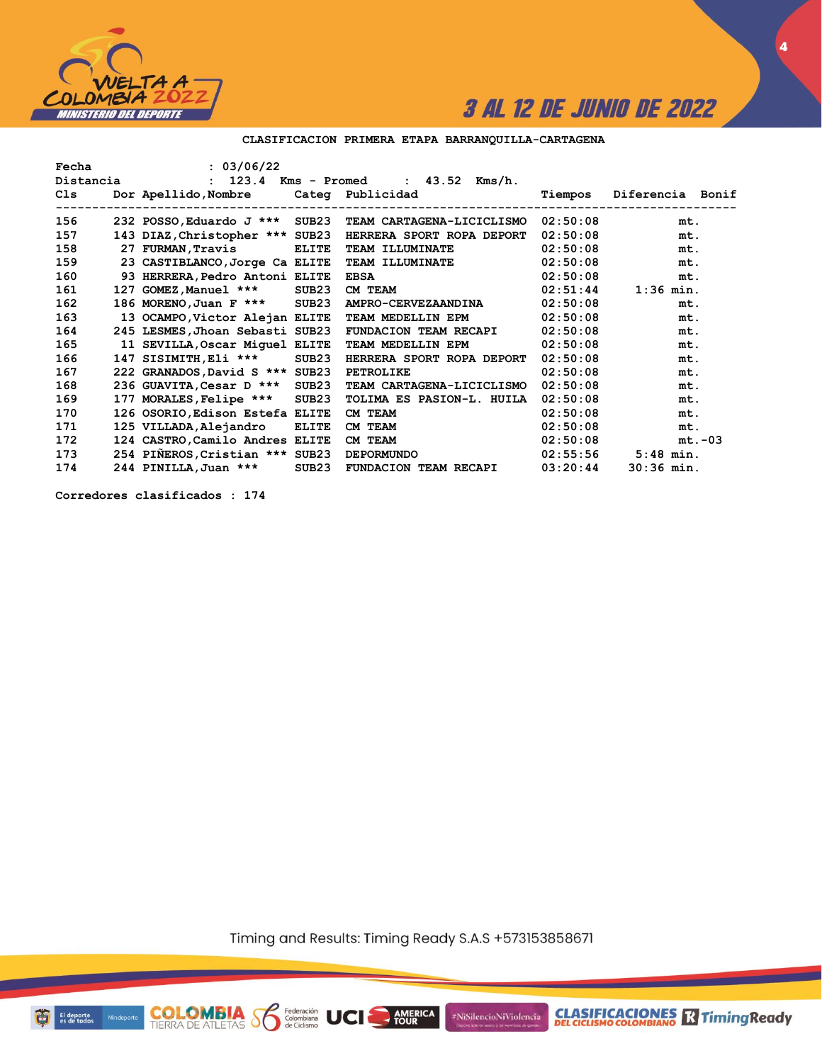**CLASIFICACION PRIMERA ETAPA BARRANQUILLA-CARTAGENA**

Fecha : 03/06/22

Distancia : 123.4 Kms - Promed : 43.52 Kms/h.

| Cls | Dor | Apellido,Nombre | Categ | Publicidad | Tiempos | Diferencia | Bonif |
|---|---|---|---|---|---|---|---|
| 156 | 232 | POSSO,Eduardo J *** | SUB23 | TEAM CARTAGENA-LICICLISMO | 02:50:08 | mt. | |
| 157 | 143 | DIAZ,Christopher *** | SUB23 | HERRERA SPORT ROPA DEPORT | 02:50:08 | mt. | |
| 158 | 27 | FURMAN,Travis | ELITE | TEAM ILLUMINATE | 02:50:08 | mt. | |
| 159 | 23 | CASTIBLANCO,Jorge Ca | ELITE | TEAM ILLUMINATE | 02:50:08 | mt. | |
| 160 | 93 | HERRERA,Pedro Antoni | ELITE | EBSA | 02:50:08 | mt. | |
| 161 | 127 | GOMEZ,Manuel *** | SUB23 | CM TEAM | 02:51:44 | 1:36 min. | |
| 162 | 186 | MORENO,Juan F *** | SUB23 | AMPRO-CERVEZAANDINA | 02:50:08 | mt. | |
| 163 | 13 | OCAMPO,Victor Alejan | ELITE | TEAM MEDELLIN EPM | 02:50:08 | mt. | |
| 164 | 245 | LESMES,Jhoan Sebasti | SUB23 | FUNDACION TEAM RECAPI | 02:50:08 | mt. | |
| 165 | 11 | SEVILLA,Oscar Miguel | ELITE | TEAM MEDELLIN EPM | 02:50:08 | mt. | |
| 166 | 147 | SISIMITH,Eli *** | SUB23 | HERRERA SPORT ROPA DEPORT | 02:50:08 | mt. | |
| 167 | 222 | GRANADOS,David S *** | SUB23 | PETROLIKE | 02:50:08 | mt. | |
| 168 | 236 | GUAVITA,Cesar D *** | SUB23 | TEAM CARTAGENA-LICICLISMO | 02:50:08 | mt. | |
| 169 | 177 | MORALES,Felipe *** | SUB23 | TOLIMA ES PASION-L. HUILA | 02:50:08 | mt. | |
| 170 | 126 | OSORIO,Edison Estefa | ELITE | CM TEAM | 02:50:08 | mt. | |
| 171 | 125 | VILLADA,Alejandro | ELITE | CM TEAM | 02:50:08 | mt. | |
| 172 | 124 | CASTRO,Camilo Andres | ELITE | CM TEAM | 02:50:08 | mt. | -03 |
| 173 | 254 | PIÑEROS,Cristian *** | SUB23 | DEPORMUNDO | 02:55:56 | 5:48 min. | |
| 174 | 244 | PINILLA,Juan *** | SUB23 | FUNDACION TEAM RECAPI | 03:20:44 | 30:36 min. | |

Corredores clasificados : 174

Timing and Results: Timing Ready S.A.S +573153858671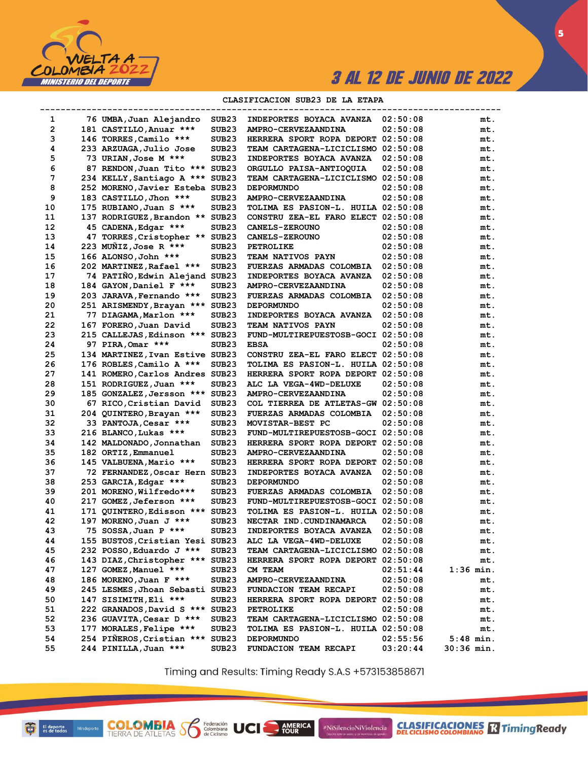## CLASIFICACION SUB23 DE LA ETAPA

| Pos | Dorsal | Nombre | Cat. | Equipo | Tiempo | Dif. |
|---|---|---|---|---|---|---|
| 1 | 76 | UMBA,Juan Alejandro | SUB23 | INDEPORTES BOYACA AVANZA | 02:50:08 | mt. |
| 2 | 181 | CASTILLO,Anuar *** | SUB23 | AMPRO-CERVEZAANDINA | 02:50:08 | mt. |
| 3 | 146 | TORRES,Camilo *** | SUB23 | HERRERA SPORT ROPA DEPORT | 02:50:08 | mt. |
| 4 | 233 | ARZUAGA,Julio Jose | SUB23 | TEAM CARTAGENA-LICICLISMO | 02:50:08 | mt. |
| 5 | 73 | URIAN,Jose M *** | SUB23 | INDEPORTES BOYACA AVANZA | 02:50:08 | mt. |
| 6 | 87 | RENDON,Juan Tito *** | SUB23 | ORGULLO PAISA-ANTIOQUIA | 02:50:08 | mt. |
| 7 | 234 | KELLY,Santiago A *** | SUB23 | TEAM CARTAGENA-LICICLISMO | 02:50:08 | mt. |
| 8 | 252 | MORENO,Javier Esteba | SUB23 | DEPORMUNDO | 02:50:08 | mt. |
| 9 | 183 | CASTILLO,Jhon *** | SUB23 | AMPRO-CERVEZAANDINA | 02:50:08 | mt. |
| 10 | 175 | RUBIANO,Juan S *** | SUB23 | TOLIMA ES PASION-L. HUILA | 02:50:08 | mt. |
| 11 | 137 | RODRIGUEZ,Brandon ** | SUB23 | CONSTRU ZEA-EL FARO ELECT | 02:50:08 | mt. |
| 12 | 45 | CADENA,Edgar *** | SUB23 | CANELS-ZEROUNO | 02:50:08 | mt. |
| 13 | 47 | TORRES,Cristopher ** | SUB23 | CANELS-ZEROUNO | 02:50:08 | mt. |
| 14 | 223 | MUÑIZ,Jose R *** | SUB23 | PETROLIKE | 02:50:08 | mt. |
| 15 | 166 | ALONSO,John *** | SUB23 | TEAM NATIVOS PAYN | 02:50:08 | mt. |
| 16 | 202 | MARTINEZ,Rafael *** | SUB23 | FUERZAS ARMADAS COLOMBIA | 02:50:08 | mt. |
| 17 | 74 | PATIÑO,Edwin Alejand | SUB23 | INDEPORTES BOYACA AVANZA | 02:50:08 | mt. |
| 18 | 184 | GAYON,Daniel F *** | SUB23 | AMPRO-CERVEZAANDINA | 02:50:08 | mt. |
| 19 | 203 | JARAVA,Fernando *** | SUB23 | FUERZAS ARMADAS COLOMBIA | 02:50:08 | mt. |
| 20 | 251 | ARISMENDY,Brayan *** | SUB23 | DEPORMUNDO | 02:50:08 | mt. |
| 21 | 77 | DIAGAMA,Marlon *** | SUB23 | INDEPORTES BOYACA AVANZA | 02:50:08 | mt. |
| 22 | 167 | FORERO,Juan David | SUB23 | TEAM NATIVOS PAYN | 02:50:08 | mt. |
| 23 | 215 | CALLEJAS,Edinson *** | SUB23 | FUND-MULTIREPUESTOSB-GOCI | 02:50:08 | mt. |
| 24 | 97 | PIRA,Omar *** | SUB23 | EBSA | 02:50:08 | mt. |
| 25 | 134 | MARTINEZ,Ivan Estive | SUB23 | CONSTRU ZEA-EL FARO ELECT | 02:50:08 | mt. |
| 26 | 176 | ROBLES,Camilo A *** | SUB23 | TOLIMA ES PASION-L. HUILA | 02:50:08 | mt. |
| 27 | 141 | ROMERO,Carlos Andres | SUB23 | HERRERA SPORT ROPA DEPORT | 02:50:08 | mt. |
| 28 | 151 | RODRIGUEZ,Juan *** | SUB23 | ALC LA VEGA-4WD-DELUXE | 02:50:08 | mt. |
| 29 | 185 | GONZALEZ,Jersson *** | SUB23 | AMPRO-CERVEZAANDINA | 02:50:08 | mt. |
| 30 | 67 | RICO,Cristian David | SUB23 | COL TIERREA DE ATLETAS-GW | 02:50:08 | mt. |
| 31 | 204 | QUINTERO,Brayan *** | SUB23 | FUERZAS ARMADAS COLOMBIA | 02:50:08 | mt. |
| 32 | 33 | PANTOJA,Cesar *** | SUB23 | MOVISTAR-BEST PC | 02:50:08 | mt. |
| 33 | 216 | BLANCO,Lukas *** | SUB23 | FUND-MULTIREPUESTOSB-GOCI | 02:50:08 | mt. |
| 34 | 142 | MALDONADO,Jonnathan | SUB23 | HERRERA SPORT ROPA DEPORT | 02:50:08 | mt. |
| 35 | 182 | ORTIZ,Emmanuel | SUB23 | AMPRO-CERVEZAANDINA | 02:50:08 | mt. |
| 36 | 145 | VALBUENA,Mario *** | SUB23 | HERRERA SPORT ROPA DEPORT | 02:50:08 | mt. |
| 37 | 72 | FERNANDEZ,Oscar Hern | SUB23 | INDEPORTES BOYACA AVANZA | 02:50:08 | mt. |
| 38 | 253 | GARCIA,Edgar *** | SUB23 | DEPORMUNDO | 02:50:08 | mt. |
| 39 | 201 | MORENO,Wilfredo*** | SUB23 | FUERZAS ARMADAS COLOMBIA | 02:50:08 | mt. |
| 40 | 217 | GOMEZ,Jeferson *** | SUB23 | FUND-MULTIREPUESTOSB-GOCI | 02:50:08 | mt. |
| 41 | 171 | QUINTERO,Edisson *** | SUB23 | TOLIMA ES PASION-L. HUILA | 02:50:08 | mt. |
| 42 | 197 | MORENO,Juan J *** | SUB23 | NECTAR IND.CUNDINAMARCA | 02:50:08 | mt. |
| 43 | 75 | SOSSA,Juan P *** | SUB23 | INDEPORTES BOYACA AVANZA | 02:50:08 | mt. |
| 44 | 155 | BUSTOS,Cristian Yesi | SUB23 | ALC LA VEGA-4WD-DELUXE | 02:50:08 | mt. |
| 45 | 232 | POSSO,Eduardo J *** | SUB23 | TEAM CARTAGENA-LICICLISMO | 02:50:08 | mt. |
| 46 | 143 | DIAZ,Christopher *** | SUB23 | HERRERA SPORT ROPA DEPORT | 02:50:08 | mt. |
| 47 | 127 | GOMEZ,Manuel *** | SUB23 | CM TEAM | 02:51:44 | 1:36 min. |
| 48 | 186 | MORENO,Juan F *** | SUB23 | AMPRO-CERVEZAANDINA | 02:50:08 | mt. |
| 49 | 245 | LESMES,Jhoan Sebasti | SUB23 | FUNDACION TEAM RECAPI | 02:50:08 | mt. |
| 50 | 147 | SISIMITH,Eli *** | SUB23 | HERRERA SPORT ROPA DEPORT | 02:50:08 | mt. |
| 51 | 222 | GRANADOS,David S *** | SUB23 | PETROLIKE | 02:50:08 | mt. |
| 52 | 236 | GUAVITA,Cesar D *** | SUB23 | TEAM CARTAGENA-LICICLISMO | 02:50:08 | mt. |
| 53 | 177 | MORALES,Felipe *** | SUB23 | TOLIMA ES PASION-L. HUILA | 02:50:08 | mt. |
| 54 | 254 | PIÑEROS,Cristian *** | SUB23 | DEPORMUNDO | 02:55:56 | 5:48 min. |
| 55 | 244 | PINILLA,Juan *** | SUB23 | FUNDACION TEAM RECAPI | 03:20:44 | 30:36 min. |

Timing and Results: Timing Ready S.A.S +573153858671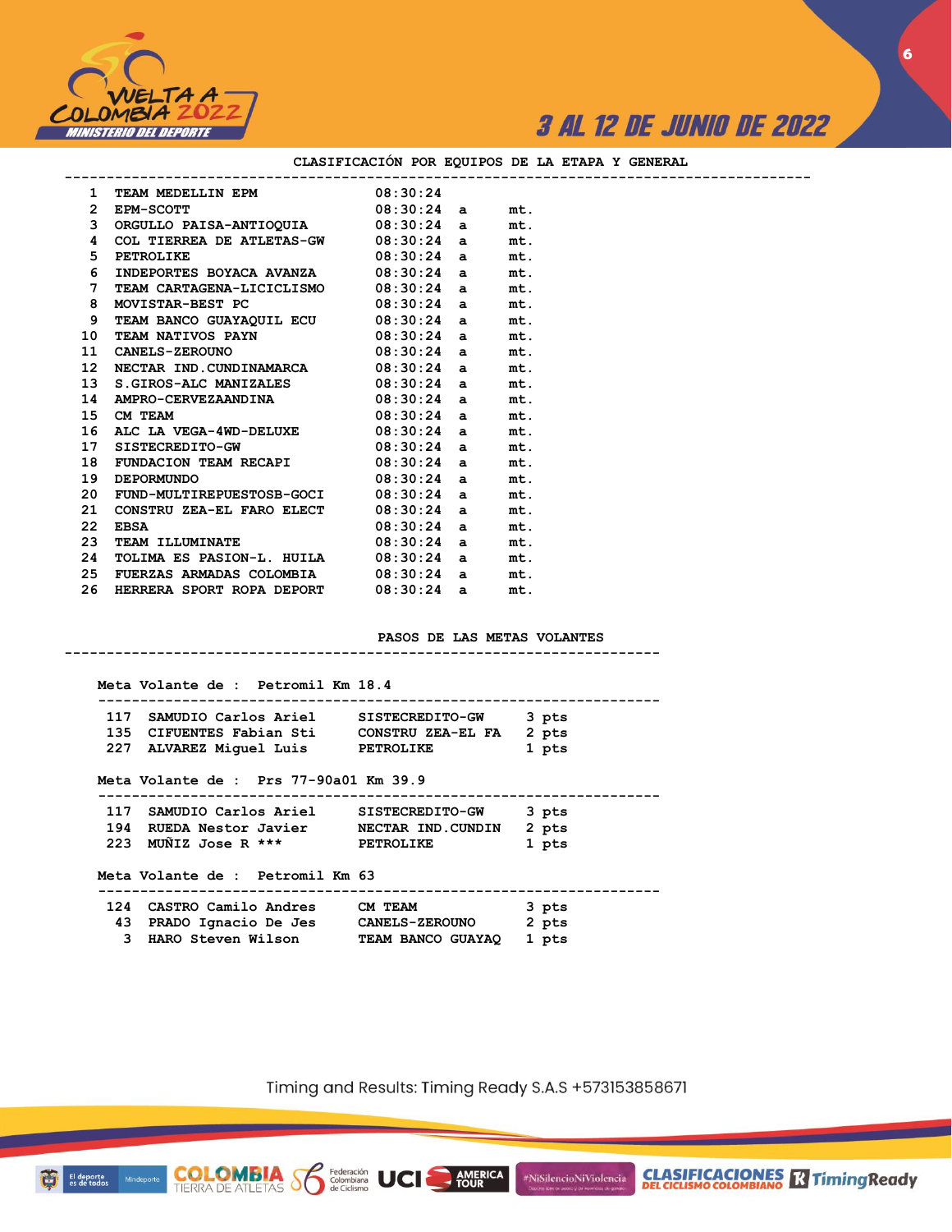## CLASIFICACIÓN POR EQUIPOS DE LA ETAPA Y GENERAL

| Pos | Equipo | Tiempo | | |
|---|---|---|---|---|
| 1 | TEAM MEDELLIN EPM | 08:30:24 | | |
| 2 | EPM-SCOTT | 08:30:24 | a | mt. |
| 3 | ORGULLO PAISA-ANTIOQUIA | 08:30:24 | a | mt. |
| 4 | COL TIERREA DE ATLETAS-GW | 08:30:24 | a | mt. |
| 5 | PETROLIKE | 08:30:24 | a | mt. |
| 6 | INDEPORTES BOYACA AVANZA | 08:30:24 | a | mt. |
| 7 | TEAM CARTAGENA-LICICLISMO | 08:30:24 | a | mt. |
| 8 | MOVISTAR-BEST PC | 08:30:24 | a | mt. |
| 9 | TEAM BANCO GUAYAQUIL ECU | 08:30:24 | a | mt. |
| 10 | TEAM NATIVOS PAYN | 08:30:24 | a | mt. |
| 11 | CANELS-ZEROUNO | 08:30:24 | a | mt. |
| 12 | NECTAR IND.CUNDINAMARCA | 08:30:24 | a | mt. |
| 13 | S.GIROS-ALC MANIZALES | 08:30:24 | a | mt. |
| 14 | AMPRO-CERVEZAANDINA | 08:30:24 | a | mt. |
| 15 | CM TEAM | 08:30:24 | a | mt. |
| 16 | ALC LA VEGA-4WD-DELUXE | 08:30:24 | a | mt. |
| 17 | SISTECREDITO-GW | 08:30:24 | a | mt. |
| 18 | FUNDACION TEAM RECAPI | 08:30:24 | a | mt. |
| 19 | DEPORMUNDO | 08:30:24 | a | mt. |
| 20 | FUND-MULTIREPUESTOSB-GOCI | 08:30:24 | a | mt. |
| 21 | CONSTRU ZEA-EL FARO ELECT | 08:30:24 | a | mt. |
| 22 | EBSA | 08:30:24 | a | mt. |
| 23 | TEAM ILLUMINATE | 08:30:24 | a | mt. |
| 24 | TOLIMA ES PASION-L. HUILA | 08:30:24 | a | mt. |
| 25 | FUERZAS ARMADAS COLOMBIA | 08:30:24 | a | mt. |
| 26 | HERRERA SPORT ROPA DEPORT | 08:30:24 | a | mt. |

## PASOS DE LAS METAS VOLANTES

**Meta Volante de : Petromil Km 18.4**

| Dorsal | Corredor | Equipo | Puntos |
|---|---|---|---|
| 117 | SAMUDIO Carlos Ariel | SISTECREDITO-GW | 3 pts |
| 135 | CIFUENTES Fabian Sti | CONSTRU ZEA-EL FA | 2 pts |
| 227 | ALVAREZ Miguel Luis | PETROLIKE | 1 pts |

**Meta Volante de : Prs 77-90a01 Km 39.9**

| Dorsal | Corredor | Equipo | Puntos |
|---|---|---|---|
| 117 | SAMUDIO Carlos Ariel | SISTECREDITO-GW | 3 pts |
| 194 | RUEDA Nestor Javier | NECTAR IND.CUNDIN | 2 pts |
| 223 | MUÑIZ Jose R *** | PETROLIKE | 1 pts |

**Meta Volante de : Petromil Km 63**

| Dorsal | Corredor | Equipo | Puntos |
|---|---|---|---|
| 124 | CASTRO Camilo Andres | CM TEAM | 3 pts |
| 43 | PRADO Ignacio De Jes | CANELS-ZEROUNO | 2 pts |
| 3 | HARO Steven Wilson | TEAM BANCO GUAYAQ | 1 pts |

Timing and Results: Timing Ready S.A.S +573153858671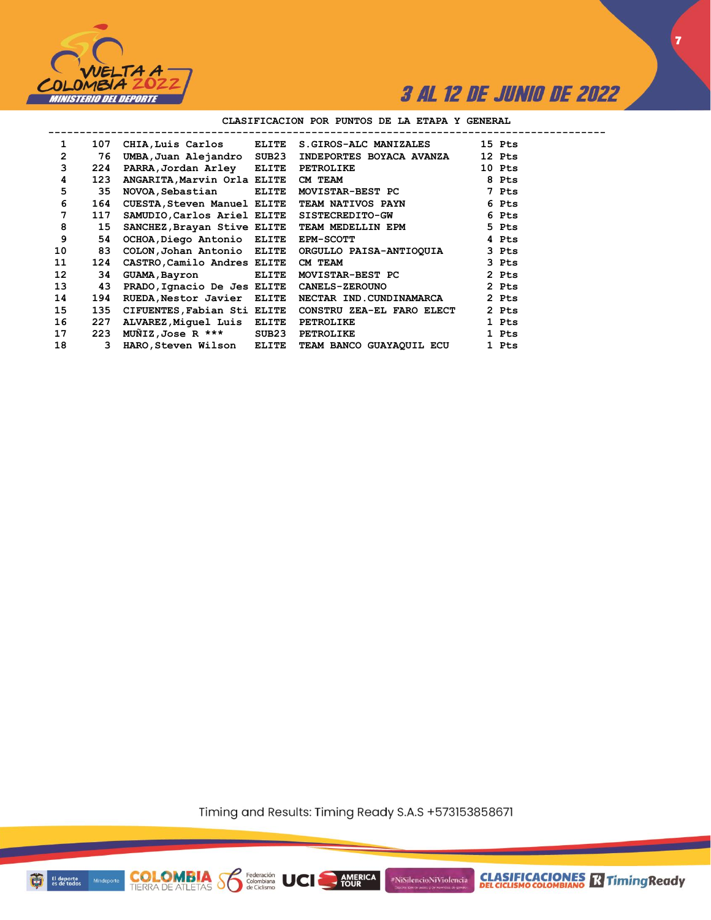## CLASIFICACION POR PUNTOS DE LA ETAPA Y GENERAL

| | | | | | |
|---|---|---|---|---|---|
| 1 | 107 | CHIA,Luis Carlos | ELITE | S.GIROS-ALC MANIZALES | 15 Pts |
| 2 | 76 | UMBA,Juan Alejandro | SUB23 | INDEPORTES BOYACA AVANZA | 12 Pts |
| 3 | 224 | PARRA,Jordan Arley | ELITE | PETROLIKE | 10 Pts |
| 4 | 123 | ANGARITA,Marvin Orla | ELITE | CM TEAM | 8 Pts |
| 5 | 35 | NOVOA,Sebastian | ELITE | MOVISTAR-BEST PC | 7 Pts |
| 6 | 164 | CUESTA,Steven Manuel | ELITE | TEAM NATIVOS PAYN | 6 Pts |
| 7 | 117 | SAMUDIO,Carlos Ariel | ELITE | SISTECREDITO-GW | 6 Pts |
| 8 | 15 | SANCHEZ,Brayan Stive | ELITE | TEAM MEDELLIN EPM | 5 Pts |
| 9 | 54 | OCHOA,Diego Antonio | ELITE | EPM-SCOTT | 4 Pts |
| 10 | 83 | COLON,Johan Antonio | ELITE | ORGULLO PAISA-ANTIOQUIA | 3 Pts |
| 11 | 124 | CASTRO,Camilo Andres | ELITE | CM TEAM | 3 Pts |
| 12 | 34 | GUAMA,Bayron | ELITE | MOVISTAR-BEST PC | 2 Pts |
| 13 | 43 | PRADO,Ignacio De Jes | ELITE | CANELS-ZEROUNO | 2 Pts |
| 14 | 194 | RUEDA,Nestor Javier | ELITE | NECTAR IND.CUNDINAMARCA | 2 Pts |
| 15 | 135 | CIFUENTES,Fabian Sti | ELITE | CONSTRU ZEA-EL FARO ELECT | 2 Pts |
| 16 | 227 | ALVAREZ,Miguel Luis | ELITE | PETROLIKE | 1 Pts |
| 17 | 223 | MUÑIZ,Jose R *** | SUB23 | PETROLIKE | 1 Pts |
| 18 | 3 | HARO,Steven Wilson | ELITE | TEAM BANCO GUAYAQUIL ECU | 1 Pts |

Timing and Results: Timing Ready S.A.S +573153858671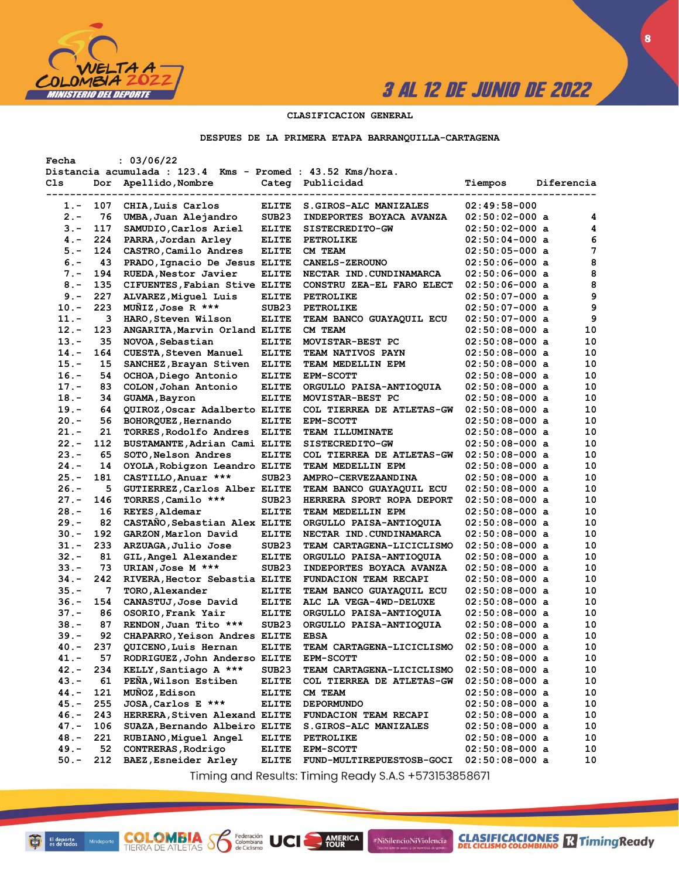3 AL 12 DE JUNIO DE 2022

## CLASIFICACION GENERAL

### DESPUES DE LA PRIMERA ETAPA BARRANQUILLA-CARTAGENA

Fecha : 03/06/22
Distancia acumulada : 123.4 Kms - Promed : 43.52 Kms/hora.

| Cls | Dor | Apellido,Nombre | Categ | Publicidad | Tiempos | Diferencia |
|---|---|---|---|---|---|---|
| 1.- | 107 | CHIA,Luis Carlos | ELITE | S.GIROS-ALC MANIZALES | 02:49:58-000 | |
| 2.- | 76 | UMBA,Juan Alejandro | SUB23 | INDEPORTES BOYACA AVANZA | 02:50:02-000 a | 4 |
| 3.- | 117 | SAMUDIO,Carlos Ariel | ELITE | SISTECREDITO-GW | 02:50:02-000 a | 4 |
| 4.- | 224 | PARRA,Jordan Arley | ELITE | PETROLIKE | 02:50:04-000 a | 6 |
| 5.- | 124 | CASTRO,Camilo Andres | ELITE | CM TEAM | 02:50:05-000 a | 7 |
| 6.- | 43 | PRADO,Ignacio De Jesus | ELITE | CANELS-ZEROUNO | 02:50:06-000 a | 8 |
| 7.- | 194 | RUEDA,Nestor Javier | ELITE | NECTAR IND.CUNDINAMARCA | 02:50:06-000 a | 8 |
| 8.- | 135 | CIFUENTES,Fabian Stive | ELITE | CONSTRU ZEA-EL FARO ELECT | 02:50:06-000 a | 8 |
| 9.- | 227 | ALVAREZ,Miguel Luis | ELITE | PETROLIKE | 02:50:07-000 a | 9 |
| 10.- | 223 | MUÑIZ,Jose R *** | SUB23 | PETROLIKE | 02:50:07-000 a | 9 |
| 11.- | 3 | HARO,Steven Wilson | ELITE | TEAM BANCO GUAYAQUIL ECU | 02:50:07-000 a | 9 |
| 12.- | 123 | ANGARITA,Marvin Orland | ELITE | CM TEAM | 02:50:08-000 a | 10 |
| 13.- | 35 | NOVOA,Sebastian | ELITE | MOVISTAR-BEST PC | 02:50:08-000 a | 10 |
| 14.- | 164 | CUESTA,Steven Manuel | ELITE | TEAM NATIVOS PAYN | 02:50:08-000 a | 10 |
| 15.- | 15 | SANCHEZ,Brayan Stiven | ELITE | TEAM MEDELLIN EPM | 02:50:08-000 a | 10 |
| 16.- | 54 | OCHOA,Diego Antonio | ELITE | EPM-SCOTT | 02:50:08-000 a | 10 |
| 17.- | 83 | COLON,Johan Antonio | ELITE | ORGULLO PAISA-ANTIOQUIA | 02:50:08-000 a | 10 |
| 18.- | 34 | GUAMA,Bayron | ELITE | MOVISTAR-BEST PC | 02:50:08-000 a | 10 |
| 19.- | 64 | QUIROZ,Oscar Adalberto | ELITE | COL TIERREA DE ATLETAS-GW | 02:50:08-000 a | 10 |
| 20.- | 56 | BOHORQUEZ,Hernando | ELITE | EPM-SCOTT | 02:50:08-000 a | 10 |
| 21.- | 21 | TORRES,Rodolfo Andres | ELITE | TEAM ILLUMINATE | 02:50:08-000 a | 10 |
| 22.- | 112 | BUSTAMANTE,Adrian Cami | ELITE | SISTECREDITO-GW | 02:50:08-000 a | 10 |
| 23.- | 65 | SOTO,Nelson Andres | ELITE | COL TIERREA DE ATLETAS-GW | 02:50:08-000 a | 10 |
| 24.- | 14 | OYOLA,Robigzon Leandro | ELITE | TEAM MEDELLIN EPM | 02:50:08-000 a | 10 |
| 25.- | 181 | CASTILLO,Anuar *** | SUB23 | AMPRO-CERVEZAANDINA | 02:50:08-000 a | 10 |
| 26.- | 5 | GUTIERREZ,Carlos Alber | ELITE | TEAM BANCO GUAYAQUIL ECU | 02:50:08-000 a | 10 |
| 27.- | 146 | TORRES,Camilo *** | SUB23 | HERRERA SPORT ROPA DEPORT | 02:50:08-000 a | 10 |
| 28.- | 16 | REYES,Aldemar | ELITE | TEAM MEDELLIN EPM | 02:50:08-000 a | 10 |
| 29.- | 82 | CASTAÑO,Sebastian Alex | ELITE | ORGULLO PAISA-ANTIOQUIA | 02:50:08-000 a | 10 |
| 30.- | 192 | GARZON,Marlon David | ELITE | NECTAR IND.CUNDINAMARCA | 02:50:08-000 a | 10 |
| 31.- | 233 | ARZUAGA,Julio Jose | SUB23 | TEAM CARTAGENA-LICICLISMO | 02:50:08-000 a | 10 |
| 32.- | 81 | GIL,Angel Alexander | ELITE | ORGULLO PAISA-ANTIOQUIA | 02:50:08-000 a | 10 |
| 33.- | 73 | URIAN,Jose M *** | SUB23 | INDEPORTES BOYACA AVANZA | 02:50:08-000 a | 10 |
| 34.- | 242 | RIVERA,Hector Sebastia | ELITE | FUNDACION TEAM RECAPI | 02:50:08-000 a | 10 |
| 35.- | 7 | TORO,Alexander | ELITE | TEAM BANCO GUAYAQUIL ECU | 02:50:08-000 a | 10 |
| 36.- | 154 | CANASTUJ,Jose David | ELITE | ALC LA VEGA-4WD-DELUXE | 02:50:08-000 a | 10 |
| 37.- | 86 | OSORIO,Frank Yair | ELITE | ORGULLO PAISA-ANTIOQUIA | 02:50:08-000 a | 10 |
| 38.- | 87 | RENDON,Juan Tito *** | SUB23 | ORGULLO PAISA-ANTIOQUIA | 02:50:08-000 a | 10 |
| 39.- | 92 | CHAPARRO,Yeison Andres | ELITE | EBSA | 02:50:08-000 a | 10 |
| 40.- | 237 | QUICENO,Luis Hernan | ELITE | TEAM CARTAGENA-LICICLISMO | 02:50:08-000 a | 10 |
| 41.- | 57 | RODRIGUEZ,John Anderso | ELITE | EPM-SCOTT | 02:50:08-000 a | 10 |
| 42.- | 234 | KELLY,Santiago A *** | SUB23 | TEAM CARTAGENA-LICICLISMO | 02:50:08-000 a | 10 |
| 43.- | 61 | PEÑA,Wilson Estiben | ELITE | COL TIERREA DE ATLETAS-GW | 02:50:08-000 a | 10 |
| 44.- | 121 | MUÑOZ,Edison | ELITE | CM TEAM | 02:50:08-000 a | 10 |
| 45.- | 255 | JOSA,Carlos E *** | ELITE | DEPORMUNDO | 02:50:08-000 a | 10 |
| 46.- | 243 | HERRERA,Stiven Alexand | ELITE | FUNDACION TEAM RECAPI | 02:50:08-000 a | 10 |
| 47.- | 106 | SUAZA,Bernando Albeiro | ELITE | S.GIROS-ALC MANIZALES | 02:50:08-000 a | 10 |
| 48.- | 221 | RUBIANO,Miguel Angel | ELITE | PETROLIKE | 02:50:08-000 a | 10 |
| 49.- | 52 | CONTRERAS,Rodrigo | ELITE | EPM-SCOTT | 02:50:08-000 a | 10 |
| 50.- | 212 | BAEZ,Esneider Arley | ELITE | FUND-MULTIREPUESTOSB-GOCI | 02:50:08-000 a | 10 |

Timing and Results: Timing Ready S.A.S +573153858671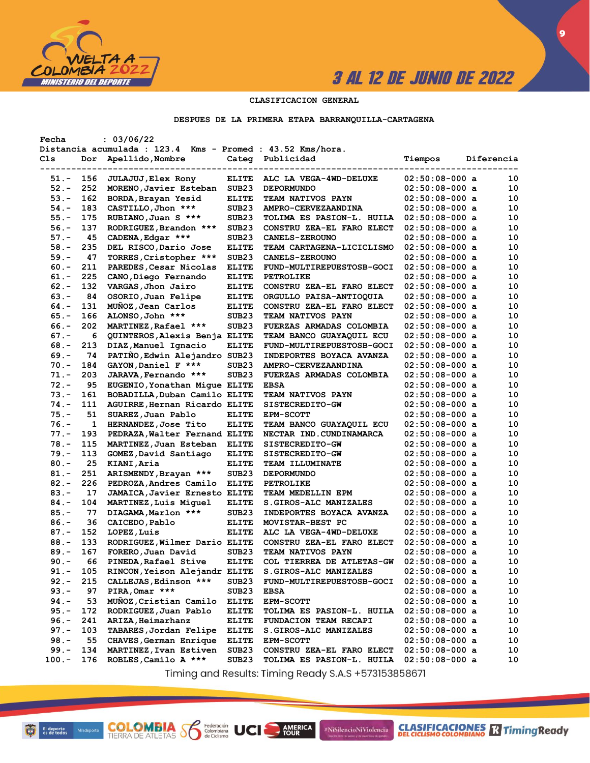CLASIFICACION GENERAL

DESPUES DE LA PRIMERA ETAPA BARRANQUILLA-CARTAGENA

Fecha : 03/06/22
Distancia acumulada : 123.4 Kms - Promed : 43.52 Kms/hora.

| Cls | Dor | Apellido,Nombre | Categ | Publicidad | Tiempos | Diferencia |
|---|---|---|---|---|---|---|
| 51.- | 156 | JULAJUJ,Elex Rony | ELITE | ALC LA VEGA-4WD-DELUXE | 02:50:08-000 a | 10 |
| 52.- | 252 | MORENO,Javier Esteban | SUB23 | DEPORMUNDO | 02:50:08-000 a | 10 |
| 53.- | 162 | BORDA,Brayan Yesid | ELITE | TEAM NATIVOS PAYN | 02:50:08-000 a | 10 |
| 54.- | 183 | CASTILLO,Jhon *** | SUB23 | AMPRO-CERVEZAANDINA | 02:50:08-000 a | 10 |
| 55.- | 175 | RUBIANO,Juan S *** | SUB23 | TOLIMA ES PASION-L. HUILA | 02:50:08-000 a | 10 |
| 56.- | 137 | RODRIGUEZ,Brandon *** | SUB23 | CONSTRU ZEA-EL FARO ELECT | 02:50:08-000 a | 10 |
| 57.- | 45 | CADENA,Edgar *** | SUB23 | CANELS-ZEROUNO | 02:50:08-000 a | 10 |
| 58.- | 235 | DEL RISCO,Dario Jose | ELITE | TEAM CARTAGENA-LICICLISMO | 02:50:08-000 a | 10 |
| 59.- | 47 | TORRES,Cristopher *** | SUB23 | CANELS-ZEROUNO | 02:50:08-000 a | 10 |
| 60.- | 211 | PAREDES,Cesar Nicolas | ELITE | FUND-MULTIREPUESTOSB-GOCI | 02:50:08-000 a | 10 |
| 61.- | 225 | CANO,Diego Fernando | ELITE | PETROLIKE | 02:50:08-000 a | 10 |
| 62.- | 132 | VARGAS,Jhon Jairo | ELITE | CONSTRU ZEA-EL FARO ELECT | 02:50:08-000 a | 10 |
| 63.- | 84 | OSORIO,Juan Felipe | ELITE | ORGULLO PAISA-ANTIOQUIA | 02:50:08-000 a | 10 |
| 64.- | 131 | MUÑOZ,Jean Carlos | ELITE | CONSTRU ZEA-EL FARO ELECT | 02:50:08-000 a | 10 |
| 65.- | 166 | ALONSO,John *** | SUB23 | TEAM NATIVOS PAYN | 02:50:08-000 a | 10 |
| 66.- | 202 | MARTINEZ,Rafael *** | SUB23 | FUERZAS ARMADAS COLOMBIA | 02:50:08-000 a | 10 |
| 67.- | 6 | QUINTEROS,Alexis Benja | ELITE | TEAM BANCO GUAYAQUIL ECU | 02:50:08-000 a | 10 |
| 68.- | 213 | DIAZ,Manuel Ignacio | ELITE | FUND-MULTIREPUESTOSB-GOCI | 02:50:08-000 a | 10 |
| 69.- | 74 | PATIÑO,Edwin Alejandro | SUB23 | INDEPORTES BOYACA AVANZA | 02:50:08-000 a | 10 |
| 70.- | 184 | GAYON,Daniel F *** | SUB23 | AMPRO-CERVEZAANDINA | 02:50:08-000 a | 10 |
| 71.- | 203 | JARAVA,Fernando *** | SUB23 | FUERZAS ARMADAS COLOMBIA | 02:50:08-000 a | 10 |
| 72.- | 95 | EUGENIO,Yonathan Migue | ELITE | EBSA | 02:50:08-000 a | 10 |
| 73.- | 161 | BOBADILLA,Duban Camilo | ELITE | TEAM NATIVOS PAYN | 02:50:08-000 a | 10 |
| 74.- | 111 | AGUIRRE,Hernan Ricardo | ELITE | SISTECREDITO-GW | 02:50:08-000 a | 10 |
| 75.- | 51 | SUAREZ,Juan Pablo | ELITE | EPM-SCOTT | 02:50:08-000 a | 10 |
| 76.- | 1 | HERNANDEZ,Jose Tito | ELITE | TEAM BANCO GUAYAQUIL ECU | 02:50:08-000 a | 10 |
| 77.- | 193 | PEDRAZA,Walter Fernand | ELITE | NECTAR IND.CUNDINAMARCA | 02:50:08-000 a | 10 |
| 78.- | 115 | MARTINEZ,Juan Esteban | ELITE | SISTECREDITO-GW | 02:50:08-000 a | 10 |
| 79.- | 113 | GOMEZ,David Santiago | ELITE | SISTECREDITO-GW | 02:50:08-000 a | 10 |
| 80.- | 25 | KIANI,Aria | ELITE | TEAM ILLUMINATE | 02:50:08-000 a | 10 |
| 81.- | 251 | ARISMENDY,Brayan *** | SUB23 | DEPORMUNDO | 02:50:08-000 a | 10 |
| 82.- | 226 | PEDROZA,Andres Camilo | ELITE | PETROLIKE | 02:50:08-000 a | 10 |
| 83.- | 17 | JAMAICA,Javier Ernesto | ELITE | TEAM MEDELLIN EPM | 02:50:08-000 a | 10 |
| 84.- | 104 | MARTINEZ,Luis Miguel | ELITE | S.GIROS-ALC MANIZALES | 02:50:08-000 a | 10 |
| 85.- | 77 | DIAGAMA,Marlon *** | SUB23 | INDEPORTES BOYACA AVANZA | 02:50:08-000 a | 10 |
| 86.- | 36 | CAICEDO,Pablo | ELITE | MOVISTAR-BEST PC | 02:50:08-000 a | 10 |
| 87.- | 152 | LOPEZ,Luis | ELITE | ALC LA VEGA-4WD-DELUXE | 02:50:08-000 a | 10 |
| 88.- | 133 | RODRIGUEZ,Wilmer Dario | ELITE | CONSTRU ZEA-EL FARO ELECT | 02:50:08-000 a | 10 |
| 89.- | 167 | FORERO,Juan David | SUB23 | TEAM NATIVOS PAYN | 02:50:08-000 a | 10 |
| 90.- | 66 | PINEDA,Rafael Stive | ELITE | COL TIERREA DE ATLETAS-GW | 02:50:08-000 a | 10 |
| 91.- | 105 | RINCON,Yeison Alejandr | ELITE | S.GIROS-ALC MANIZALES | 02:50:08-000 a | 10 |
| 92.- | 215 | CALLEJAS,Edinson *** | SUB23 | FUND-MULTIREPUESTOSB-GOCI | 02:50:08-000 a | 10 |
| 93.- | 97 | PIRA,Omar *** | SUB23 | EBSA | 02:50:08-000 a | 10 |
| 94.- | 53 | MUÑOZ,Cristian Camilo | ELITE | EPM-SCOTT | 02:50:08-000 a | 10 |
| 95.- | 172 | RODRIGUEZ,Juan Pablo | ELITE | TOLIMA ES PASION-L. HUILA | 02:50:08-000 a | 10 |
| 96.- | 241 | ARIZA,Heimarhanz | ELITE | FUNDACION TEAM RECAPI | 02:50:08-000 a | 10 |
| 97.- | 103 | TABARES,Jordan Felipe | ELITE | S.GIROS-ALC MANIZALES | 02:50:08-000 a | 10 |
| 98.- | 55 | CHAVES,German Enrique | ELITE | EPM-SCOTT | 02:50:08-000 a | 10 |
| 99.- | 134 | MARTINEZ,Ivan Estiven | SUB23 | CONSTRU ZEA-EL FARO ELECT | 02:50:08-000 a | 10 |
| 100.- | 176 | ROBLES,Camilo A *** | SUB23 | TOLIMA ES PASION-L. HUILA | 02:50:08-000 a | 10 |

Timing and Results: Timing Ready S.A.S +573153858671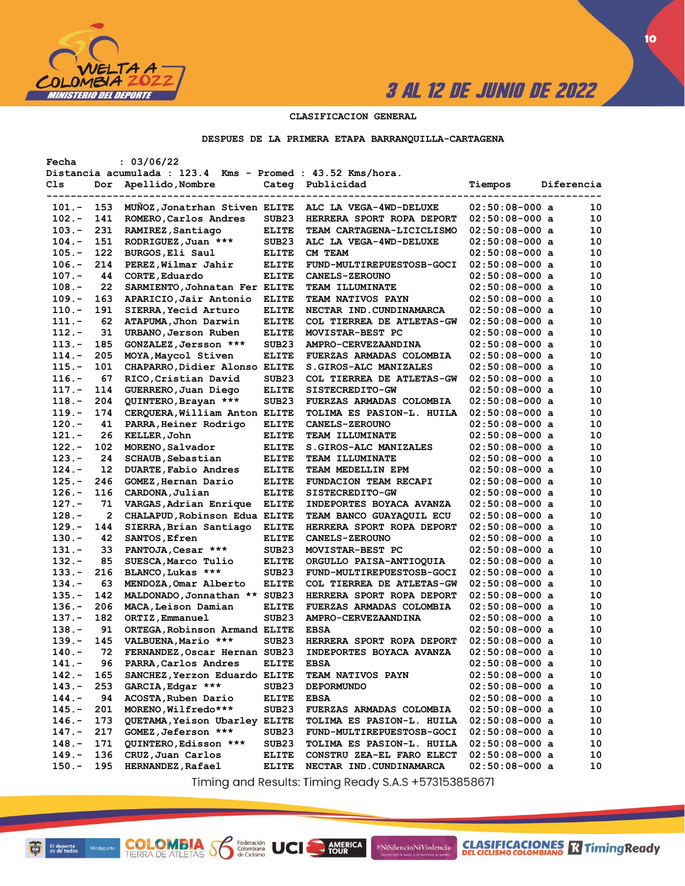3 AL 12 DE JUNIO DE 2022

CLASIFICACION GENERAL

DESPUES DE LA PRIMERA ETAPA BARRANQUILLA-CARTAGENA

Fecha : 03/06/22
Distancia acumulada : 123.4 Kms - Promed : 43.52 Kms/hora.

| Cls | Dor | Apellido,Nombre | Categ | Publicidad | Tiempos | Diferencia |
|---|---|---|---|---|---|---|
| 101.- | 153 | MUÑOZ,Jonatrhan Stiven | ELITE | ALC LA VEGA-4WD-DELUXE | 02:50:08-000 a | 10 |
| 102.- | 141 | ROMERO,Carlos Andres | SUB23 | HERRERA SPORT ROPA DEPORT | 02:50:08-000 a | 10 |
| 103.- | 231 | RAMIREZ,Santiago | ELITE | TEAM CARTAGENA-LICICLISMO | 02:50:08-000 a | 10 |
| 104.- | 151 | RODRIGUEZ,Juan *** | SUB23 | ALC LA VEGA-4WD-DELUXE | 02:50:08-000 a | 10 |
| 105.- | 122 | BURGOS,Eli Saul | ELITE | CM TEAM | 02:50:08-000 a | 10 |
| 106.- | 214 | PEREZ,Wilmar Jahir | ELITE | FUND-MULTIREPUESTOSB-GOCI | 02:50:08-000 a | 10 |
| 107.- | 44 | CORTE,Eduardo | ELITE | CANELS-ZEROUNO | 02:50:08-000 a | 10 |
| 108.- | 22 | SARMIENTO,Johnatan Fer | ELITE | TEAM ILLUMINATE | 02:50:08-000 a | 10 |
| 109.- | 163 | APARICIO,Jair Antonio | ELITE | TEAM NATIVOS PAYN | 02:50:08-000 a | 10 |
| 110.- | 191 | SIERRA,Yecid Arturo | ELITE | NECTAR IND.CUNDINAMARCA | 02:50:08-000 a | 10 |
| 111.- | 62 | ATAPUMA,Jhon Darwin | ELITE | COL TIERREA DE ATLETAS-GW | 02:50:08-000 a | 10 |
| 112.- | 31 | URBANO,Jerson Ruben | ELITE | MOVISTAR-BEST PC | 02:50:08-000 a | 10 |
| 113.- | 185 | GONZALEZ,Jersson *** | SUB23 | AMPRO-CERVEZAANDINA | 02:50:08-000 a | 10 |
| 114.- | 205 | MOYA,Maycol Stiven | ELITE | FUERZAS ARMADAS COLOMBIA | 02:50:08-000 a | 10 |
| 115.- | 101 | CHAPARRO,Didier Alonso | ELITE | S.GIROS-ALC MANIZALES | 02:50:08-000 a | 10 |
| 116.- | 67 | RICO,Cristian David | SUB23 | COL TIERREA DE ATLETAS-GW | 02:50:08-000 a | 10 |
| 117.- | 114 | GUERRERO,Juan Diego | ELITE | SISTECREDITO-GW | 02:50:08-000 a | 10 |
| 118.- | 204 | QUINTERO,Brayan *** | SUB23 | FUERZAS ARMADAS COLOMBIA | 02:50:08-000 a | 10 |
| 119.- | 174 | CERQUERA,William Anton | ELITE | TOLIMA ES PASION-L. HUILA | 02:50:08-000 a | 10 |
| 120.- | 41 | PARRA,Heiner Rodrigo | ELITE | CANELS-ZEROUNO | 02:50:08-000 a | 10 |
| 121.- | 26 | KELLER,John | ELITE | TEAM ILLUMINATE | 02:50:08-000 a | 10 |
| 122.- | 102 | MORENO,Salvador | ELITE | S.GIROS-ALC MANIZALES | 02:50:08-000 a | 10 |
| 123.- | 24 | SCHAUB,Sebastian | ELITE | TEAM ILLUMINATE | 02:50:08-000 a | 10 |
| 124.- | 12 | DUARTE,Fabio Andres | ELITE | TEAM MEDELLIN EPM | 02:50:08-000 a | 10 |
| 125.- | 246 | GOMEZ,Hernan Dario | ELITE | FUNDACION TEAM RECAPI | 02:50:08-000 a | 10 |
| 126.- | 116 | CARDONA,Julian | ELITE | SISTECREDITO-GW | 02:50:08-000 a | 10 |
| 127.- | 71 | VARGAS,Adrian Enrique | ELITE | INDEPORTES BOYACA AVANZA | 02:50:08-000 a | 10 |
| 128.- | 2 | CHALAPUD,Robinson Edua | ELITE | TEAM BANCO GUAYAQUIL ECU | 02:50:08-000 a | 10 |
| 129.- | 144 | SIERRA,Brian Santiago | ELITE | HERRERA SPORT ROPA DEPORT | 02:50:08-000 a | 10 |
| 130.- | 42 | SANTOS,Efren | ELITE | CANELS-ZEROUNO | 02:50:08-000 a | 10 |
| 131.- | 33 | PANTOJA,Cesar *** | SUB23 | MOVISTAR-BEST PC | 02:50:08-000 a | 10 |
| 132.- | 85 | SUESCA,Marco Tulio | ELITE | ORGULLO PAISA-ANTIOQUIA | 02:50:08-000 a | 10 |
| 133.- | 216 | BLANCO,Lukas *** | SUB23 | FUND-MULTIREPUESTOSB-GOCI | 02:50:08-000 a | 10 |
| 134.- | 63 | MENDOZA,Omar Alberto | ELITE | COL TIERREA DE ATLETAS-GW | 02:50:08-000 a | 10 |
| 135.- | 142 | MALDONADO,Jonnathan ** | SUB23 | HERRERA SPORT ROPA DEPORT | 02:50:08-000 a | 10 |
| 136.- | 206 | MACA,Leison Damian | ELITE | FUERZAS ARMADAS COLOMBIA | 02:50:08-000 a | 10 |
| 137.- | 182 | ORTIZ,Emmanuel | SUB23 | AMPRO-CERVEZAANDINA | 02:50:08-000 a | 10 |
| 138.- | 91 | ORTEGA,Robinson Armand | ELITE | EBSA | 02:50:08-000 a | 10 |
| 139.- | 145 | VALBUENA,Mario *** | SUB23 | HERRERA SPORT ROPA DEPORT | 02:50:08-000 a | 10 |
| 140.- | 72 | FERNANDEZ,Oscar Hernan | SUB23 | INDEPORTES BOYACA AVANZA | 02:50:08-000 a | 10 |
| 141.- | 96 | PARRA,Carlos Andres | ELITE | EBSA | 02:50:08-000 a | 10 |
| 142.- | 165 | SANCHEZ,Yerzon Eduardo | ELITE | TEAM NATIVOS PAYN | 02:50:08-000 a | 10 |
| 143.- | 253 | GARCIA,Edgar *** | SUB23 | DEPORMUNDO | 02:50:08-000 a | 10 |
| 144.- | 94 | ACOSTA,Ruben Dario | ELITE | EBSA | 02:50:08-000 a | 10 |
| 145.- | 201 | MORENO,Wilfredo*** | SUB23 | FUERZAS ARMADAS COLOMBIA | 02:50:08-000 a | 10 |
| 146.- | 173 | QUETAMA,Yeison Ubarley | ELITE | TOLIMA ES PASION-L. HUILA | 02:50:08-000 a | 10 |
| 147.- | 217 | GOMEZ,Jeferson *** | SUB23 | FUND-MULTIREPUESTOSB-GOCI | 02:50:08-000 a | 10 |
| 148.- | 171 | QUINTERO,Edisson *** | SUB23 | TOLIMA ES PASION-L. HUILA | 02:50:08-000 a | 10 |
| 149.- | 136 | CRUZ,Juan Carlos | ELITE | CONSTRU ZEA-EL FARO ELECT | 02:50:08-000 a | 10 |
| 150.- | 195 | HERNANDEZ,Rafael | ELITE | NECTAR IND.CUNDINAMARCA | 02:50:08-000 a | 10 |

Timing and Results: Timing Ready S.A.S +573153858671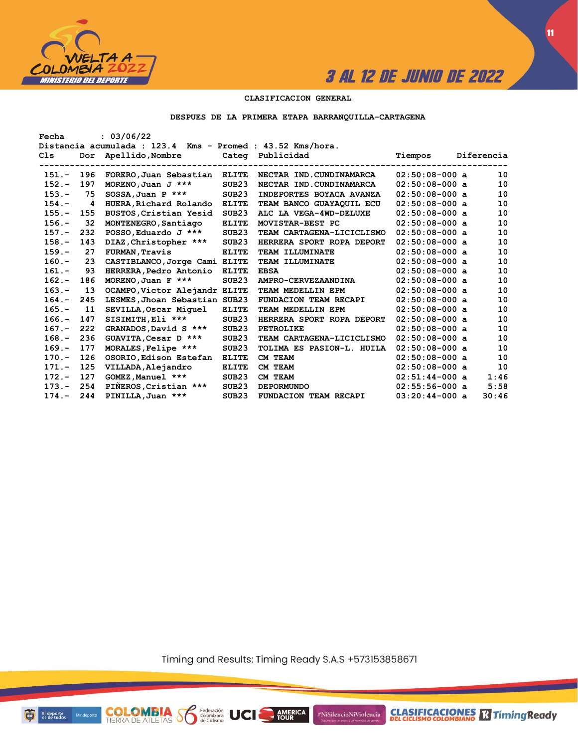CLASIFICACION GENERAL

DESPUES DE LA PRIMERA ETAPA BARRANQUILLA-CARTAGENA

Fecha : 03/06/22
Distancia acumulada : 123.4 Kms - Promed : 43.52 Kms/hora.

| Cls | Dor | Apellido,Nombre | Categ | Publicidad | Tiempos | Diferencia |
|---|---|---|---|---|---|---|
| 151.- | 196 | FORERO,Juan Sebastian | ELITE | NECTAR IND.CUNDINAMARCA | 02:50:08-000 a | 10 |
| 152.- | 197 | MORENO,Juan J *** | SUB23 | NECTAR IND.CUNDINAMARCA | 02:50:08-000 a | 10 |
| 153.- | 75 | SOSSA,Juan P *** | SUB23 | INDEPORTES BOYACA AVANZA | 02:50:08-000 a | 10 |
| 154.- | 4 | HUERA,Richard Rolando | ELITE | TEAM BANCO GUAYAQUIL ECU | 02:50:08-000 a | 10 |
| 155.- | 155 | BUSTOS,Cristian Yesid | SUB23 | ALC LA VEGA-4WD-DELUXE | 02:50:08-000 a | 10 |
| 156.- | 32 | MONTENEGRO,Santiago | ELITE | MOVISTAR-BEST PC | 02:50:08-000 a | 10 |
| 157.- | 232 | POSSO,Eduardo J *** | SUB23 | TEAM CARTAGENA-LICICLISMO | 02:50:08-000 a | 10 |
| 158.- | 143 | DIAZ,Christopher *** | SUB23 | HERRERA SPORT ROPA DEPORT | 02:50:08-000 a | 10 |
| 159.- | 27 | FURMAN,Travis | ELITE | TEAM ILLUMINATE | 02:50:08-000 a | 10 |
| 160.- | 23 | CASTIBLANCO,Jorge Cami | ELITE | TEAM ILLUMINATE | 02:50:08-000 a | 10 |
| 161.- | 93 | HERRERA,Pedro Antonio | ELITE | EBSA | 02:50:08-000 a | 10 |
| 162.- | 186 | MORENO,Juan F *** | SUB23 | AMPRO-CERVEZAANDINA | 02:50:08-000 a | 10 |
| 163.- | 13 | OCAMPO,Victor Alejandr | ELITE | TEAM MEDELLIN EPM | 02:50:08-000 a | 10 |
| 164.- | 245 | LESMES,Jhoan Sebastian | SUB23 | FUNDACION TEAM RECAPI | 02:50:08-000 a | 10 |
| 165.- | 11 | SEVILLA,Oscar Miguel | ELITE | TEAM MEDELLIN EPM | 02:50:08-000 a | 10 |
| 166.- | 147 | SISIMITH,Eli *** | SUB23 | HERRERA SPORT ROPA DEPORT | 02:50:08-000 a | 10 |
| 167.- | 222 | GRANADOS,David S *** | SUB23 | PETROLIKE | 02:50:08-000 a | 10 |
| 168.- | 236 | GUAVITA,Cesar D *** | SUB23 | TEAM CARTAGENA-LICICLISMO | 02:50:08-000 a | 10 |
| 169.- | 177 | MORALES,Felipe *** | SUB23 | TOLIMA ES PASION-L. HUILA | 02:50:08-000 a | 10 |
| 170.- | 126 | OSORIO,Edison Estefan | ELITE | CM TEAM | 02:50:08-000 a | 10 |
| 171.- | 125 | VILLADA,Alejandro | ELITE | CM TEAM | 02:50:08-000 a | 10 |
| 172.- | 127 | GOMEZ,Manuel *** | SUB23 | CM TEAM | 02:51:44-000 a | 1:46 |
| 173.- | 254 | PIÑEROS,Cristian *** | SUB23 | DEPORMUNDO | 02:55:56-000 a | 5:58 |
| 174.- | 244 | PINILLA,Juan *** | SUB23 | FUNDACION TEAM RECAPI | 03:20:44-000 a | 30:46 |

Timing and Results: Timing Ready S.A.S +573153858671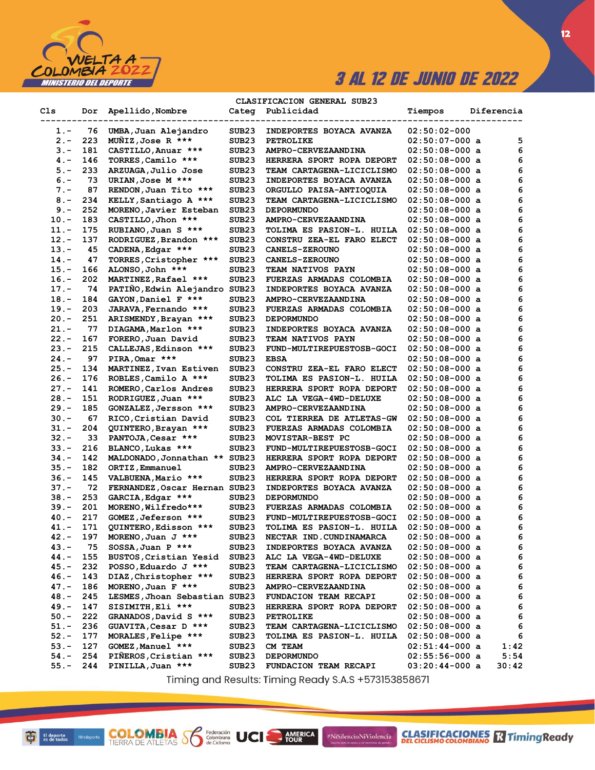3 AL 12 DE JUNIO DE 2022

## CLASIFICACION GENERAL SUB23

| Cls | Dor | Apellido,Nombre | Categ | Publicidad | Tiempos | Diferencia |
|---|---|---|---|---|---|---|
| 1.- | 76 | UMBA,Juan Alejandro | SUB23 | INDEPORTES BOYACA AVANZA | 02:50:02-000 | |
| 2.- | 223 | MUÑIZ,Jose R *** | SUB23 | PETROLIKE | 02:50:07-000 a | 5 |
| 3.- | 181 | CASTILLO,Anuar *** | SUB23 | AMPRO-CERVEZAANDINA | 02:50:08-000 a | 6 |
| 4.- | 146 | TORRES,Camilo *** | SUB23 | HERRERA SPORT ROPA DEPORT | 02:50:08-000 a | 6 |
| 5.- | 233 | ARZUAGA,Julio Jose | SUB23 | TEAM CARTAGENA-LICICLISMO | 02:50:08-000 a | 6 |
| 6.- | 73 | URIAN,Jose M *** | SUB23 | INDEPORTES BOYACA AVANZA | 02:50:08-000 a | 6 |
| 7.- | 87 | RENDON,Juan Tito *** | SUB23 | ORGULLO PAISA-ANTIOQUIA | 02:50:08-000 a | 6 |
| 8.- | 234 | KELLY,Santiago A *** | SUB23 | TEAM CARTAGENA-LICICLISMO | 02:50:08-000 a | 6 |
| 9.- | 252 | MORENO,Javier Esteban | SUB23 | DEPORMUNDO | 02:50:08-000 a | 6 |
| 10.- | 183 | CASTILLO,Jhon *** | SUB23 | AMPRO-CERVEZAANDINA | 02:50:08-000 a | 6 |
| 11.- | 175 | RUBIANO,Juan S *** | SUB23 | TOLIMA ES PASION-L. HUILA | 02:50:08-000 a | 6 |
| 12.- | 137 | RODRIGUEZ,Brandon *** | SUB23 | CONSTRU ZEA-EL FARO ELECT | 02:50:08-000 a | 6 |
| 13.- | 45 | CADENA,Edgar *** | SUB23 | CANELS-ZEROUNO | 02:50:08-000 a | 6 |
| 14.- | 47 | TORRES,Cristopher *** | SUB23 | CANELS-ZEROUNO | 02:50:08-000 a | 6 |
| 15.- | 166 | ALONSO,John *** | SUB23 | TEAM NATIVOS PAYN | 02:50:08-000 a | 6 |
| 16.- | 202 | MARTINEZ,Rafael *** | SUB23 | FUERZAS ARMADAS COLOMBIA | 02:50:08-000 a | 6 |
| 17.- | 74 | PATIÑO,Edwin Alejandro | SUB23 | INDEPORTES BOYACA AVANZA | 02:50:08-000 a | 6 |
| 18.- | 184 | GAYON,Daniel F *** | SUB23 | AMPRO-CERVEZAANDINA | 02:50:08-000 a | 6 |
| 19.- | 203 | JARAVA,Fernando *** | SUB23 | FUERZAS ARMADAS COLOMBIA | 02:50:08-000 a | 6 |
| 20.- | 251 | ARISMENDY,Brayan *** | SUB23 | DEPORMUNDO | 02:50:08-000 a | 6 |
| 21.- | 77 | DIAGAMA,Marlon *** | SUB23 | INDEPORTES BOYACA AVANZA | 02:50:08-000 a | 6 |
| 22.- | 167 | FORERO,Juan David | SUB23 | TEAM NATIVOS PAYN | 02:50:08-000 a | 6 |
| 23.- | 215 | CALLEJAS,Edinson *** | SUB23 | FUND-MULTIREPUESTOSB-GOCI | 02:50:08-000 a | 6 |
| 24.- | 97 | PIRA,Omar *** | SUB23 | EBSA | 02:50:08-000 a | 6 |
| 25.- | 134 | MARTINEZ,Ivan Estiven | SUB23 | CONSTRU ZEA-EL FARO ELECT | 02:50:08-000 a | 6 |
| 26.- | 176 | ROBLES,Camilo A *** | SUB23 | TOLIMA ES PASION-L. HUILA | 02:50:08-000 a | 6 |
| 27.- | 141 | ROMERO,Carlos Andres | SUB23 | HERRERA SPORT ROPA DEPORT | 02:50:08-000 a | 6 |
| 28.- | 151 | RODRIGUEZ,Juan *** | SUB23 | ALC LA VEGA-4WD-DELUXE | 02:50:08-000 a | 6 |
| 29.- | 185 | GONZALEZ,Jersson *** | SUB23 | AMPRO-CERVEZAANDINA | 02:50:08-000 a | 6 |
| 30.- | 67 | RICO,Cristian David | SUB23 | COL TIERREA DE ATLETAS-GW | 02:50:08-000 a | 6 |
| 31.- | 204 | QUINTERO,Brayan *** | SUB23 | FUERZAS ARMADAS COLOMBIA | 02:50:08-000 a | 6 |
| 32.- | 33 | PANTOJA,Cesar *** | SUB23 | MOVISTAR-BEST PC | 02:50:08-000 a | 6 |
| 33.- | 216 | BLANCO,Lukas *** | SUB23 | FUND-MULTIREPUESTOSB-GOCI | 02:50:08-000 a | 6 |
| 34.- | 142 | MALDONADO,Jonnathan ** | SUB23 | HERRERA SPORT ROPA DEPORT | 02:50:08-000 a | 6 |
| 35.- | 182 | ORTIZ,Emmanuel | SUB23 | AMPRO-CERVEZAANDINA | 02:50:08-000 a | 6 |
| 36.- | 145 | VALBUENA,Mario *** | SUB23 | HERRERA SPORT ROPA DEPORT | 02:50:08-000 a | 6 |
| 37.- | 72 | FERNANDEZ,Oscar Hernan | SUB23 | INDEPORTES BOYACA AVANZA | 02:50:08-000 a | 6 |
| 38.- | 253 | GARCIA,Edgar *** | SUB23 | DEPORMUNDO | 02:50:08-000 a | 6 |
| 39.- | 201 | MORENO,Wilfredo*** | SUB23 | FUERZAS ARMADAS COLOMBIA | 02:50:08-000 a | 6 |
| 40.- | 217 | GOMEZ,Jeferson *** | SUB23 | FUND-MULTIREPUESTOSB-GOCI | 02:50:08-000 a | 6 |
| 41.- | 171 | QUINTERO,Edisson *** | SUB23 | TOLIMA ES PASION-L. HUILA | 02:50:08-000 a | 6 |
| 42.- | 197 | MORENO,Juan J *** | SUB23 | NECTAR IND.CUNDINAMARCA | 02:50:08-000 a | 6 |
| 43.- | 75 | SOSSA,Juan P *** | SUB23 | INDEPORTES BOYACA AVANZA | 02:50:08-000 a | 6 |
| 44.- | 155 | BUSTOS,Cristian Yesid | SUB23 | ALC LA VEGA-4WD-DELUXE | 02:50:08-000 a | 6 |
| 45.- | 232 | POSSO,Eduardo J *** | SUB23 | TEAM CARTAGENA-LICICLISMO | 02:50:08-000 a | 6 |
| 46.- | 143 | DIAZ,Christopher *** | SUB23 | HERRERA SPORT ROPA DEPORT | 02:50:08-000 a | 6 |
| 47.- | 186 | MORENO,Juan F *** | SUB23 | AMPRO-CERVEZAANDINA | 02:50:08-000 a | 6 |
| 48.- | 245 | LESMES,Jhoan Sebastian | SUB23 | FUNDACION TEAM RECAPI | 02:50:08-000 a | 6 |
| 49.- | 147 | SISIMITH,Eli *** | SUB23 | HERRERA SPORT ROPA DEPORT | 02:50:08-000 a | 6 |
| 50.- | 222 | GRANADOS,David S *** | SUB23 | PETROLIKE | 02:50:08-000 a | 6 |
| 51.- | 236 | GUAVITA,Cesar D *** | SUB23 | TEAM CARTAGENA-LICICLISMO | 02:50:08-000 a | 6 |
| 52.- | 177 | MORALES,Felipe *** | SUB23 | TOLIMA ES PASION-L. HUILA | 02:50:08-000 a | 6 |
| 53.- | 127 | GOMEZ,Manuel *** | SUB23 | CM TEAM | 02:51:44-000 a | 1:42 |
| 54.- | 254 | PIÑEROS,Cristian *** | SUB23 | DEPORMUNDO | 02:55:56-000 a | 5:54 |
| 55.- | 244 | PINILLA,Juan *** | SUB23 | FUNDACION TEAM RECAPI | 03:20:44-000 a | 30:42 |

Timing and Results: Timing Ready S.A.S +573153858671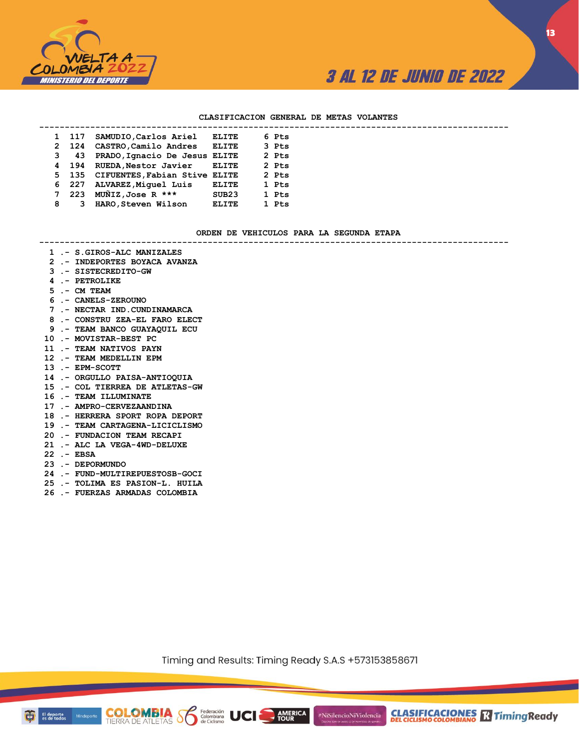## CLASIFICACION GENERAL DE METAS VOLANTES

| | | | | |
|---|---|---|---|---|
| 1 | 117 | SAMUDIO,Carlos Ariel | ELITE | 6 Pts |
| 2 | 124 | CASTRO,Camilo Andres | ELITE | 3 Pts |
| 3 | 43 | PRADO,Ignacio De Jesus | ELITE | 2 Pts |
| 4 | 194 | RUEDA,Nestor Javier | ELITE | 2 Pts |
| 5 | 135 | CIFUENTES,Fabian Stive | ELITE | 2 Pts |
| 6 | 227 | ALVAREZ,Miguel Luis | ELITE | 1 Pts |
| 7 | 223 | MUÑIZ,Jose R *** | SUB23 | 1 Pts |
| 8 | 3 | HARO,Steven Wilson | ELITE | 1 Pts |

## ORDEN DE VEHICULOS PARA LA SEGUNDA ETAPA

1 .- S.GIROS-ALC MANIZALES
2 .- INDEPORTES BOYACA AVANZA
3 .- SISTECREDITO-GW
4 .- PETROLIKE
5 .- CM TEAM
6 .- CANELS-ZEROUNO
7 .- NECTAR IND.CUNDINAMARCA
8 .- CONSTRU ZEA-EL FARO ELECT
9 .- TEAM BANCO GUAYAQUIL ECU
10 .- MOVISTAR-BEST PC
11 .- TEAM NATIVOS PAYN
12 .- TEAM MEDELLIN EPM
13 .- EPM-SCOTT
14 .- ORGULLO PAISA-ANTIOQUIA
15 .- COL TIERREA DE ATLETAS-GW
16 .- TEAM ILLUMINATE
17 .- AMPRO-CERVEZAANDINA
18 .- HERRERA SPORT ROPA DEPORT
19 .- TEAM CARTAGENA-LICICLISMO
20 .- FUNDACION TEAM RECAPI
21 .- ALC LA VEGA-4WD-DELUXE
22 .- EBSA
23 .- DEPORMUNDO
24 .- FUND-MULTIREPUESTOSB-GOCI
25 .- TOLIMA ES PASION-L. HUILA
26 .- FUERZAS ARMADAS COLOMBIA

Timing and Results: Timing Ready S.A.S +573153858671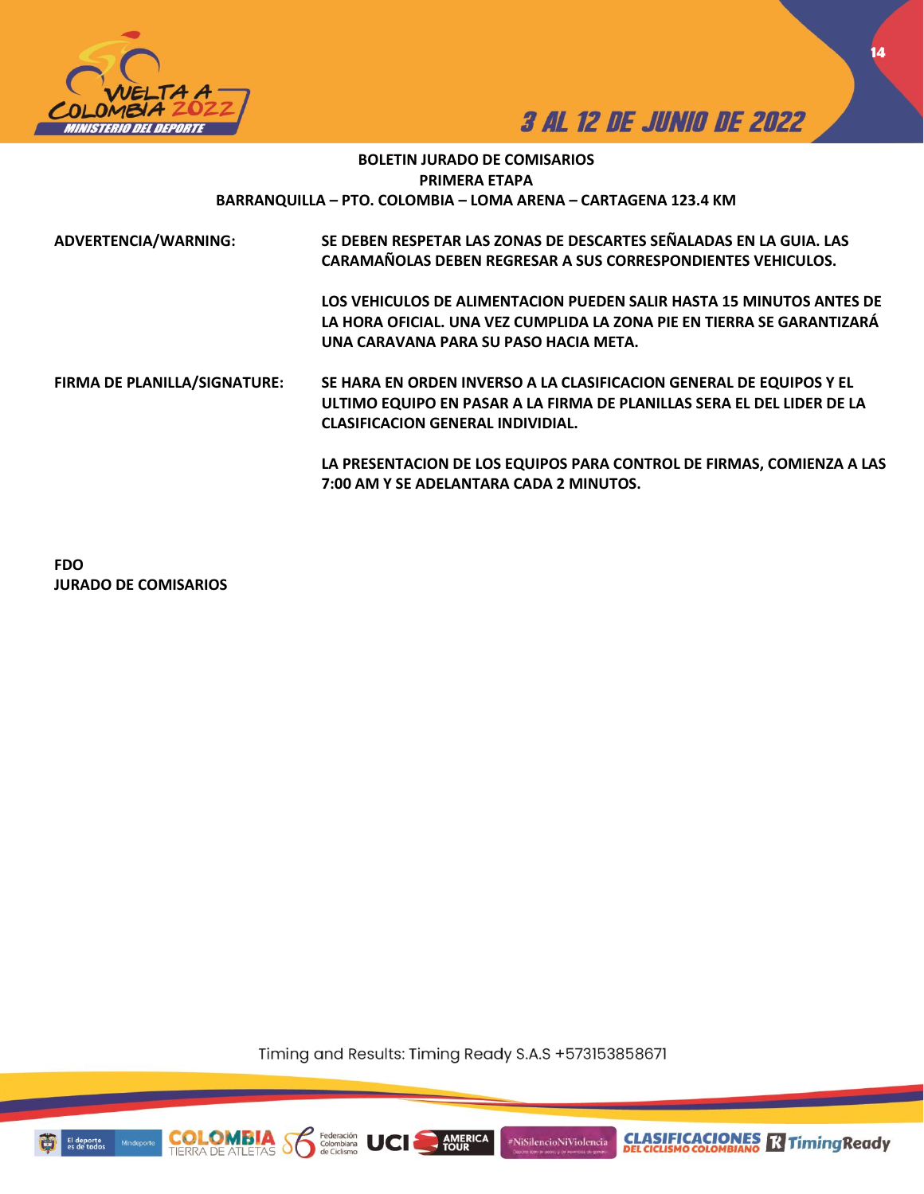**BOLETIN JURADO DE COMISARIOS**
**PRIMERA ETAPA**
**BARRANQUILLA – PTO. COLOMBIA – LOMA ARENA – CARTAGENA 123.4 KM**

**ADVERTENCIA/WARNING:**

**SE DEBEN RESPETAR LAS ZONAS DE DESCARTES SEÑALADAS EN LA GUIA. LAS CARAMAÑOLAS DEBEN REGRESAR A SUS CORRESPONDIENTES VEHICULOS.**

**LOS VEHICULOS DE ALIMENTACION PUEDEN SALIR HASTA 15 MINUTOS ANTES DE LA HORA OFICIAL. UNA VEZ CUMPLIDA LA ZONA PIE EN TIERRA SE GARANTIZARÁ UNA CARAVANA PARA SU PASO HACIA META.**

**FIRMA DE PLANILLA/SIGNATURE:**

**SE HARA EN ORDEN INVERSO A LA CLASIFICACION GENERAL DE EQUIPOS Y EL ULTIMO EQUIPO EN PASAR A LA FIRMA DE PLANILLAS SERA EL DEL LIDER DE LA CLASIFICACION GENERAL INDIVIDIAL.**

**LA PRESENTACION DE LOS EQUIPOS PARA CONTROL DE FIRMAS, COMIENZA A LAS 7:00 AM Y SE ADELANTARA CADA 2 MINUTOS.**

**FDO**
**JURADO DE COMISARIOS**

Timing and Results: Timing Ready S.A.S +573153858671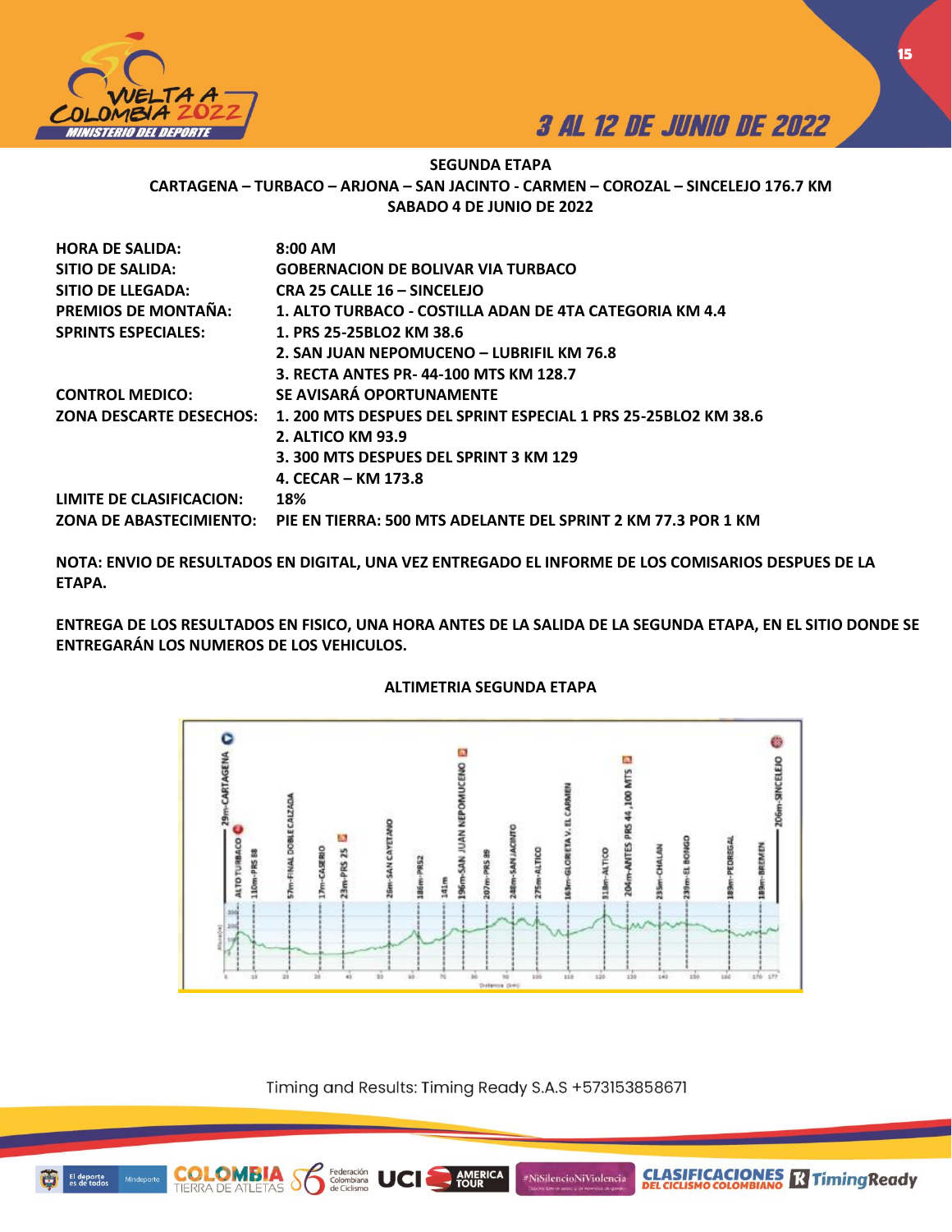**SEGUNDA ETAPA**

**CARTAGENA – TURBACO – ARJONA – SAN JACINTO - CARMEN – COROZAL – SINCELEJO 176.7 KM**

**SABADO 4 DE JUNIO DE 2022**

| | |
|---|---|
| **HORA DE SALIDA:** | **8:00 AM** |
| **SITIO DE SALIDA:** | **GOBERNACION DE BOLIVAR VIA TURBACO** |
| **SITIO DE LLEGADA:** | **CRA 25 CALLE 16 – SINCELEJO** |
| **PREMIOS DE MONTAÑA:** | **1. ALTO TURBACO - COSTILLA ADAN DE 4TA CATEGORIA KM 4.4** |
| **SPRINTS ESPECIALES:** | **1. PRS 25-25BLO2 KM 38.6** |
| | **2. SAN JUAN NEPOMUCENO – LUBRIFIL KM 76.8** |
| | **3. RECTA ANTES PR- 44-100 MTS KM 128.7** |
| **CONTROL MEDICO:** | **SE AVISARÁ OPORTUNAMENTE** |
| **ZONA DESCARTE DESECHOS:** | **1. 200 MTS DESPUES DEL SPRINT ESPECIAL 1 PRS 25-25BLO2 KM 38.6** |
| | **2. ALTICO KM 93.9** |
| | **3. 300 MTS DESPUES DEL SPRINT 3 KM 129** |
| | **4. CECAR – KM 173.8** |
| **LIMITE DE CLASIFICACION:** | **18%** |
| **ZONA DE ABASTECIMIENTO:** | **PIE EN TIERRA: 500 MTS ADELANTE DEL SPRINT 2 KM 77.3 POR 1 KM** |

**NOTA: ENVIO DE RESULTADOS EN DIGITAL, UNA VEZ ENTREGADO EL INFORME DE LOS COMISARIOS DESPUES DE LA ETAPA.**

**ENTREGA DE LOS RESULTADOS EN FISICO, UNA HORA ANTES DE LA SALIDA DE LA SEGUNDA ETAPA, EN EL SITIO DONDE SE ENTREGARÁN LOS NUMEROS DE LOS VEHICULOS.**

**ALTIMETRIA SEGUNDA ETAPA**

Timing and Results: Timing Ready S.A.S +573153858671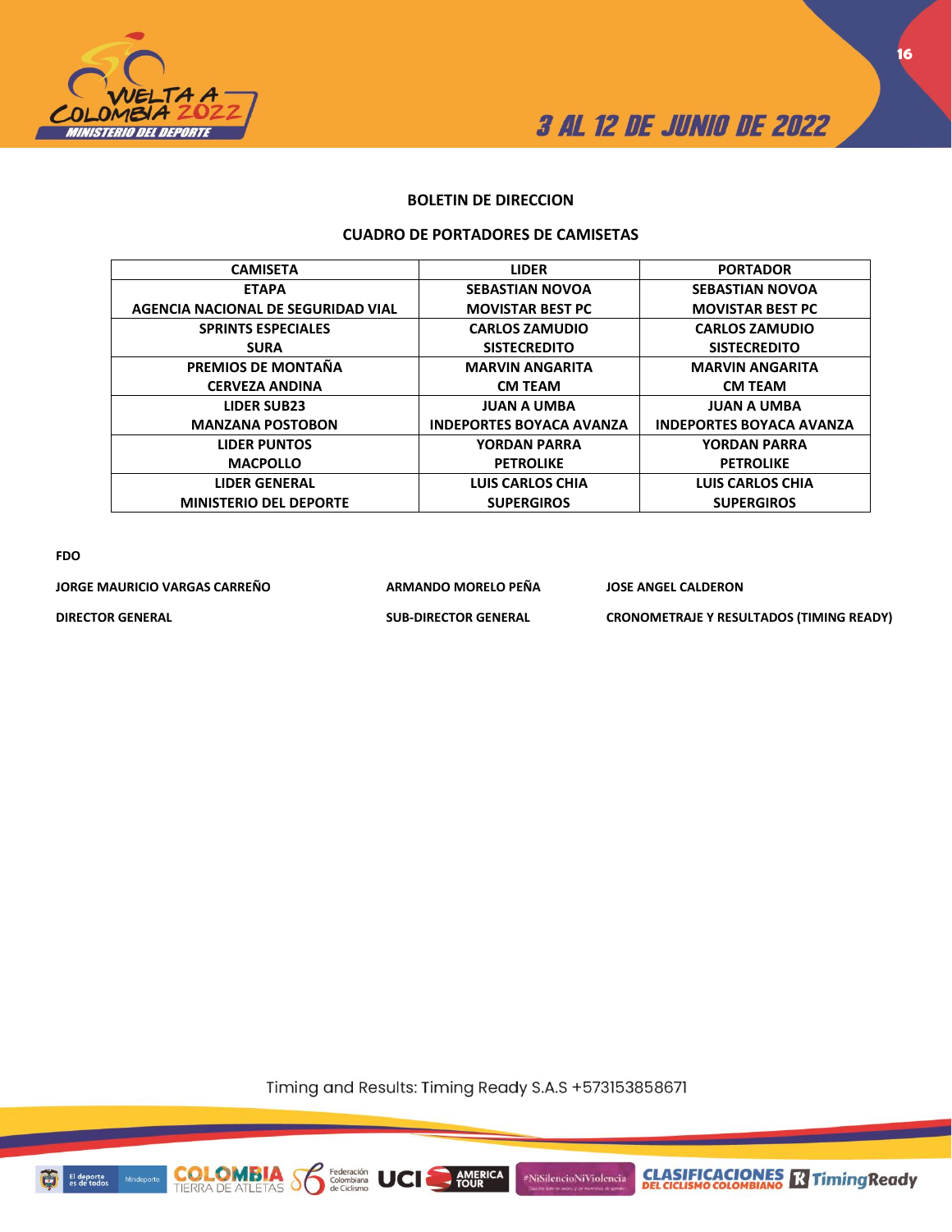**BOLETIN DE DIRECCION**

**CUADRO DE PORTADORES DE CAMISETAS**

| CAMISETA | LIDER | PORTADOR |
|---|---|---|
| ETAPA<br>AGENCIA NACIONAL DE SEGURIDAD VIAL | SEBASTIAN NOVOA<br>MOVISTAR BEST PC | SEBASTIAN NOVOA<br>MOVISTAR BEST PC |
| SPRINTS ESPECIALES<br>SURA | CARLOS ZAMUDIO<br>SISTECREDITO | CARLOS ZAMUDIO<br>SISTECREDITO |
| PREMIOS DE MONTAÑA<br>CERVEZA ANDINA | MARVIN ANGARITA<br>CM TEAM | MARVIN ANGARITA<br>CM TEAM |
| LIDER SUB23<br>MANZANA POSTOBON | JUAN A UMBA<br>INDEPORTES BOYACA AVANZA | JUAN A UMBA<br>INDEPORTES BOYACA AVANZA |
| LIDER PUNTOS<br>MACPOLLO | YORDAN PARRA<br>PETROLIKE | YORDAN PARRA<br>PETROLIKE |
| LIDER GENERAL<br>MINISTERIO DEL DEPORTE | LUIS CARLOS CHIA<br>SUPERGIROS | LUIS CARLOS CHIA<br>SUPERGIROS |

**FDO**

**JORGE MAURICIO VARGAS CARREÑO**
**DIRECTOR GENERAL**

**ARMANDO MORELO PEÑA**
**SUB-DIRECTOR GENERAL**

**JOSE ANGEL CALDERON**
**CRONOMETRAJE Y RESULTADOS (TIMING READY)**

Timing and Results: Timing Ready S.A.S +573153858671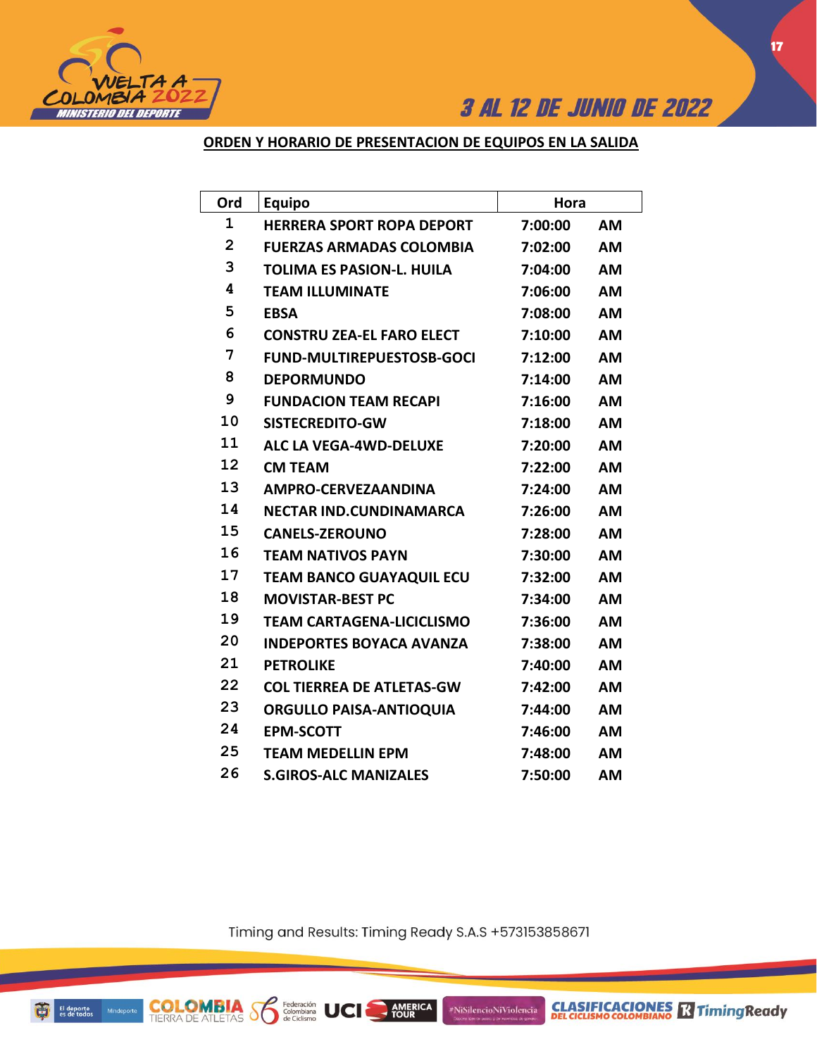## ORDEN Y HORARIO DE PRESENTACION DE EQUIPOS EN LA SALIDA

| Ord | Equipo | Hora | |
|---|---|---|---|
| 1 | HERRERA SPORT ROPA DEPORT | 7:00:00 | AM |
| 2 | FUERZAS ARMADAS COLOMBIA | 7:02:00 | AM |
| 3 | TOLIMA ES PASION-L. HUILA | 7:04:00 | AM |
| 4 | TEAM ILLUMINATE | 7:06:00 | AM |
| 5 | EBSA | 7:08:00 | AM |
| 6 | CONSTRU ZEA-EL FARO ELECT | 7:10:00 | AM |
| 7 | FUND-MULTIREPUESTOSB-GOCI | 7:12:00 | AM |
| 8 | DEPORMUNDO | 7:14:00 | AM |
| 9 | FUNDACION TEAM RECAPI | 7:16:00 | AM |
| 10 | SISTECREDITO-GW | 7:18:00 | AM |
| 11 | ALC LA VEGA-4WD-DELUXE | 7:20:00 | AM |
| 12 | CM TEAM | 7:22:00 | AM |
| 13 | AMPRO-CERVEZAANDINA | 7:24:00 | AM |
| 14 | NECTAR IND.CUNDINAMARCA | 7:26:00 | AM |
| 15 | CANELS-ZEROUNO | 7:28:00 | AM |
| 16 | TEAM NATIVOS PAYN | 7:30:00 | AM |
| 17 | TEAM BANCO GUAYAQUIL ECU | 7:32:00 | AM |
| 18 | MOVISTAR-BEST PC | 7:34:00 | AM |
| 19 | TEAM CARTAGENA-LICICLISMO | 7:36:00 | AM |
| 20 | INDEPORTES BOYACA AVANZA | 7:38:00 | AM |
| 21 | PETROLIKE | 7:40:00 | AM |
| 22 | COL TIERREA DE ATLETAS-GW | 7:42:00 | AM |
| 23 | ORGULLO PAISA-ANTIOQUIA | 7:44:00 | AM |
| 24 | EPM-SCOTT | 7:46:00 | AM |
| 25 | TEAM MEDELLIN EPM | 7:48:00 | AM |
| 26 | S.GIROS-ALC MANIZALES | 7:50:00 | AM |

Timing and Results: Timing Ready S.A.S +573153858671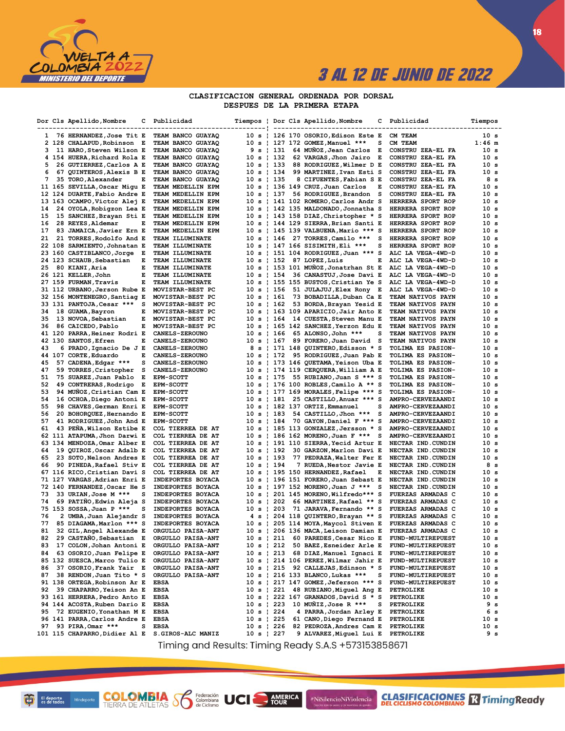# CLASIFICACION GENERAL ORDENADA POR DORSAL
## DESPUES DE LA PRIMERA ETAPA

| Dor | Cls | Apellido,Nombre | C | Publicidad | Tiempos | Dor | Cls | Apellido,Nombre | C | Publicidad | Tiempos |
|---|---|---|---|---|---|---|---|---|---|---|---|
| 1 | 76 | HERNANDEZ,Jose Tit | E | TEAM BANCO GUAYAQ | 10 s | 126 | 170 | OSORIO,Edison Este | E | CM TEAM | 10 s |
| 2 | 128 | CHALAPUD,Robinson | E | TEAM BANCO GUAYAQ | 10 s | 127 | 172 | GOMEZ,Manuel *** | S | CM TEAM | 1:46 m |
| 3 | 11 | HARO,Steven Wilson | E | TEAM BANCO GUAYAQ | 9 s | 131 | 64 | MUÑOZ,Jean Carlos | E | CONSTRU ZEA-EL FA | 10 s |
| 4 | 154 | HUERA,Richard Rola | E | TEAM BANCO GUAYAQ | 10 s | 132 | 62 | VARGAS,Jhon Jairo | E | CONSTRU ZEA-EL FA | 10 s |
| 5 | 26 | GUTIERREZ,Carlos A | E | TEAM BANCO GUAYAQ | 10 s | 133 | 88 | RODRIGUEZ,Wilmer D | E | CONSTRU ZEA-EL FA | 10 s |
| 6 | 67 | QUINTEROS,Alexis B | E | TEAM BANCO GUAYAQ | 10 s | 134 | 99 | MARTINEZ,Ivan Esti | S | CONSTRU ZEA-EL FA | 10 s |
| 7 | 35 | TORO,Alexander | E | TEAM BANCO GUAYAQ | 10 s | 135 | 8 | CIFUENTES,Fabian S | E | CONSTRU ZEA-EL FA | 8 s |
| 11 | 165 | SEVILLA,Oscar Migu | E | TEAM MEDELLIN EPM | 10 s | 136 | 149 | CRUZ,Juan Carlos | E | CONSTRU ZEA-EL FA | 10 s |
| 12 | 124 | DUARTE,Fabio Andre | E | TEAM MEDELLIN EPM | 10 s | 137 | 56 | RODRIGUEZ,Brandon | S | CONSTRU ZEA-EL FA | 10 s |
| 13 | 163 | OCAMPO,Victor Alej | E | TEAM MEDELLIN EPM | 10 s | 141 | 102 | ROMERO,Carlos Andr | S | HERRERA SPORT ROP | 10 s |
| 14 | 24 | OYOLA,Robigzon Lea | E | TEAM MEDELLIN EPM | 10 s | 142 | 135 | MALDONADO,Jonnatha | S | HERRERA SPORT ROP | 10 s |
| 15 | 15 | SANCHEZ,Brayan Sti | E | TEAM MEDELLIN EPM | 10 s | 143 | 158 | DIAZ,Christopher * | S | HERRERA SPORT ROP | 10 s |
| 16 | 28 | REYES,Aldemar | E | TEAM MEDELLIN EPM | 10 s | 144 | 129 | SIERRA,Brian Santi | E | HERRERA SPORT ROP | 10 s |
| 17 | 83 | JAMAICA,Javier Ern | E | TEAM MEDELLIN EPM | 10 s | 145 | 139 | VALBUENA,Mario *** | S | HERRERA SPORT ROP | 10 s |
| 21 | 21 | TORRES,Rodolfo And | E | TEAM ILLUMINATE | 10 s | 146 | 27 | TORRES,Camilo *** | S | HERRERA SPORT ROP | 10 s |
| 22 | 108 | SARMIENTO,Johnatan | E | TEAM ILLUMINATE | 10 s | 147 | 166 | SISIMITH,Eli *** | S | HERRERA SPORT ROP | 10 s |
| 23 | 160 | CASTIBLANCO,Jorge | E | TEAM ILLUMINATE | 10 s | 151 | 104 | RODRIGUEZ,Juan *** | S | ALC LA VEGA-4WD-D | 10 s |
| 24 | 123 | SCHAUB,Sebastian | E | TEAM ILLUMINATE | 10 s | 152 | 87 | LOPEZ,Luis | E | ALC LA VEGA-4WD-D | 10 s |
| 25 | 80 | KIANI,Aria | E | TEAM ILLUMINATE | 10 s | 153 | 101 | MUÑOZ,Jonatrhan St | E | ALC LA VEGA-4WD-D | 10 s |
| 26 | 121 | KELLER,John | E | TEAM ILLUMINATE | 10 s | 154 | 36 | CANASTUJ,Jose Davi | E | ALC LA VEGA-4WD-D | 10 s |
| 27 | 159 | FURMAN,Travis | E | TEAM ILLUMINATE | 10 s | 155 | 155 | BUSTOS,Cristian Ye | S | ALC LA VEGA-4WD-D | 10 s |
| 31 | 112 | URBANO,Jerson Rube | E | MOVISTAR-BEST PC | 10 s | 156 | 51 | JULAJUJ,Elex Rony | E | ALC LA VEGA-4WD-D | 10 s |
| 32 | 156 | MONTENEGRO,Santiag | E | MOVISTAR-BEST PC | 10 s | 161 | 73 | BOBADILLA,Duban Ca | E | TEAM NATIVOS PAYN | 10 s |
| 33 | 131 | PANTOJA,Cesar *** | S | MOVISTAR-BEST PC | 10 s | 162 | 53 | BORDA,Brayan Yesid | E | TEAM NATIVOS PAYN | 10 s |
| 34 | 18 | GUAMA,Bayron | E | MOVISTAR-BEST PC | 10 s | 163 | 109 | APARICIO,Jair Anto | E | TEAM NATIVOS PAYN | 10 s |
| 35 | 13 | NOVOA,Sebastian | E | MOVISTAR-BEST PC | 10 s | 164 | 14 | CUESTA,Steven Manu | E | TEAM NATIVOS PAYN | 10 s |
| 36 | 86 | CAICEDO,Pablo | E | MOVISTAR-BEST PC | 10 s | 165 | 142 | SANCHEZ,Yerzon Edu | E | TEAM NATIVOS PAYN | 10 s |
| 41 | 120 | PARRA,Heiner Rodri | E | CANELS-ZEROUNO | 10 s | 166 | 65 | ALONSO,John *** | S | TEAM NATIVOS PAYN | 10 s |
| 42 | 130 | SANTOS,Efren | E | CANELS-ZEROUNO | 10 s | 167 | 89 | FORERO,Juan David | S | TEAM NATIVOS PAYN | 10 s |
| 43 | 6 | PRADO,Ignacio De J | E | CANELS-ZEROUNO | 8 s | 171 | 148 | QUINTERO,Edisson * | S | TOLIMA ES PASION- | 10 s |
| 44 | 107 | CORTE,Eduardo | E | CANELS-ZEROUNO | 10 s | 172 | 95 | RODRIGUEZ,Juan Pab | E | TOLIMA ES PASION- | 10 s |
| 45 | 57 | CADENA,Edgar *** | S | CANELS-ZEROUNO | 10 s | 173 | 146 | QUETAMA,Yeison Uba | E | TOLIMA ES PASION- | 10 s |
| 47 | 59 | TORRES,Cristopher | S | CANELS-ZEROUNO | 10 s | 174 | 119 | CERQUERA,William A | E | TOLIMA ES PASION- | 10 s |
| 51 | 75 | SUAREZ,Juan Pablo | E | EPM-SCOTT | 10 s | 175 | 55 | RUBIANO,Juan S *** | S | TOLIMA ES PASION- | 10 s |
| 52 | 49 | CONTRERAS,Rodrigo | E | EPM-SCOTT | 10 s | 176 | 100 | ROBLES,Camilo A ** | S | TOLIMA ES PASION- | 10 s |
| 53 | 94 | MUÑOZ,Cristian Cam | E | EPM-SCOTT | 10 s | 177 | 169 | MORALES,Felipe *** | S | TOLIMA ES PASION- | 10 s |
| 54 | 16 | OCHOA,Diego Antoni | E | EPM-SCOTT | 10 s | 181 | 25 | CASTILLO,Anuar *** | S | AMPRO-CERVEZAANDI | 10 s |
| 55 | 98 | CHAVES,German Enri | E | EPM-SCOTT | 10 s | 182 | 137 | ORTIZ,Emmanuel | S | AMPRO-CERVEZAANDI | 10 s |
| 56 | 20 | BOHORQUEZ,Hernando | E | EPM-SCOTT | 10 s | 183 | 54 | CASTILLO,Jhon *** | S | AMPRO-CERVEZAANDI | 10 s |
| 57 | 41 | RODRIGUEZ,John And | E | EPM-SCOTT | 10 s | 184 | 70 | GAYON,Daniel F *** | S | AMPRO-CERVEZAANDI | 10 s |
| 61 | 43 | PEÑA,Wilson Estibe | E | COL TIERREA DE AT | 10 s | 185 | 113 | GONZALEZ,Jersson * | S | AMPRO-CERVEZAANDI | 10 s |
| 62 | 111 | ATAPUMA,Jhon Darwi | E | COL TIERREA DE AT | 10 s | 186 | 162 | MORENO,Juan F *** | S | AMPRO-CERVEZAANDI | 10 s |
| 63 | 134 | MENDOZA,Omar Alber | E | COL TIERREA DE AT | 10 s | 191 | 110 | SIERRA,Yecid Artur | E | NECTAR IND.CUNDIN | 10 s |
| 64 | 19 | QUIROZ,Oscar Adalb | E | COL TIERREA DE AT | 10 s | 192 | 30 | GARZON,Marlon Davi | E | NECTAR IND.CUNDIN | 10 s |
| 65 | 23 | SOTO,Nelson Andres | E | COL TIERREA DE AT | 10 s | 193 | 77 | PEDRAZA,Walter Fer | E | NECTAR IND.CUNDIN | 10 s |
| 66 | 90 | PINEDA,Rafael Stiv | E | COL TIERREA DE AT | 10 s | 194 | 7 | RUEDA,Nestor Javie | E | NECTAR IND.CUNDIN | 8 s |
| 67 | 116 | RICO,Cristian Davi | S | COL TIERREA DE AT | 10 s | 195 | 150 | HERNANDEZ,Rafael | E | NECTAR IND.CUNDIN | 10 s |
| 71 | 127 | VARGAS,Adrian Enri | E | INDEPORTES BOYACA | 10 s | 196 | 151 | FORERO,Juan Sebast | E | NECTAR IND.CUNDIN | 10 s |
| 72 | 140 | FERNANDEZ,Oscar He | S | INDEPORTES BOYACA | 10 s | 197 | 152 | MORENO,Juan J *** | S | NECTAR IND.CUNDIN | 10 s |
| 73 | 33 | URIAN,Jose M *** | S | INDEPORTES BOYACA | 10 s | 201 | 145 | MORENO,Wilfredo*** | S | FUERZAS ARMADAS C | 10 s |
| 74 | 69 | PATIÑO,Edwin Aleja | S | INDEPORTES BOYACA | 10 s | 202 | 66 | MARTINEZ,Rafael ** | S | FUERZAS ARMADAS C | 10 s |
| 75 | 153 | SOSSA,Juan P *** | S | INDEPORTES BOYACA | 10 s | 203 | 71 | JARAVA,Fernando ** | S | FUERZAS ARMADAS C | 10 s |
| 76 | 2 | UMBA,Juan Alejandr | S | INDEPORTES BOYACA | 4 s | 204 | 118 | QUINTERO,Brayan ** | S | FUERZAS ARMADAS C | 10 s |
| 77 | 85 | DIAGAMA,Marlon *** | S | INDEPORTES BOYACA | 10 s | 205 | 114 | MOYA,Maycol Stiven | E | FUERZAS ARMADAS C | 10 s |
| 81 | 32 | GIL,Angel Alexande | E | ORGULLO PAISA-ANT | 10 s | 206 | 136 | MACA,Leison Damian | E | FUERZAS ARMADAS C | 10 s |
| 82 | 29 | CASTAÑO,Sebastian | E | ORGULLO PAISA-ANT | 10 s | 211 | 60 | PAREDES,Cesar Nico | E | FUND-MULTIREPUEST | 10 s |
| 83 | 17 | COLON,Johan Antoni | E | ORGULLO PAISA-ANT | 10 s | 212 | 50 | BAEZ,Esneider Arle | E | FUND-MULTIREPUEST | 10 s |
| 84 | 63 | OSORIO,Juan Felipe | E | ORGULLO PAISA-ANT | 10 s | 213 | 68 | DIAZ,Manuel Ignaci | E | FUND-MULTIREPUEST | 10 s |
| 85 | 132 | SUESCA,Marco Tulio | E | ORGULLO PAISA-ANT | 10 s | 214 | 106 | PEREZ,Wilmar Jahir | E | FUND-MULTIREPUEST | 10 s |
| 86 | 37 | OSORIO,Frank Yair | E | ORGULLO PAISA-ANT | 10 s | 215 | 92 | CALLEJAS,Edinson * | S | FUND-MULTIREPUEST | 10 s |
| 87 | 38 | RENDON,Juan Tito * | S | ORGULLO PAISA-ANT | 10 s | 216 | 133 | BLANCO,Lukas *** | S | FUND-MULTIREPUEST | 10 s |
| 91 | 138 | ORTEGA,Robinson Ar | E | EBSA | 10 s | 217 | 147 | GOMEZ,Jeferson *** | S | FUND-MULTIREPUEST | 10 s |
| 92 | 39 | CHAPARRO,Yeison An | E | EBSA | 10 s | 221 | 48 | RUBIANO,Miguel Ang | E | PETROLIKE | 10 s |
| 93 | 161 | HERRERA,Pedro Anto | E | EBSA | 10 s | 222 | 167 | GRANADOS,David S * | S | PETROLIKE | 10 s |
| 94 | 144 | ACOSTA,Ruben Dario | E | EBSA | 10 s | 223 | 10 | MUÑIZ,Jose R *** | S | PETROLIKE | 9 s |
| 95 | 72 | EUGENIO,Yonathan M | E | EBSA | 10 s | 224 | 4 | PARRA,Jordan Arley | E | PETROLIKE | 6 s |
| 96 | 141 | PARRA,Carlos Andre | E | EBSA | 10 s | 225 | 61 | CANO,Diego Fernand | E | PETROLIKE | 10 s |
| 97 | 93 | PIRA,Omar *** | S | EBSA | 10 s | 226 | 82 | PEDROZA,Andres Cam | E | PETROLIKE | 10 s |
| 101 | 115 | CHAPARRO,Didier Al | E | S.GIROS-ALC MANIZ | 10 s | 227 | 9 | ALVAREZ,Miguel Lui | E | PETROLIKE | 9 s |

Timing and Results: Timing Ready S.A.S +573153858671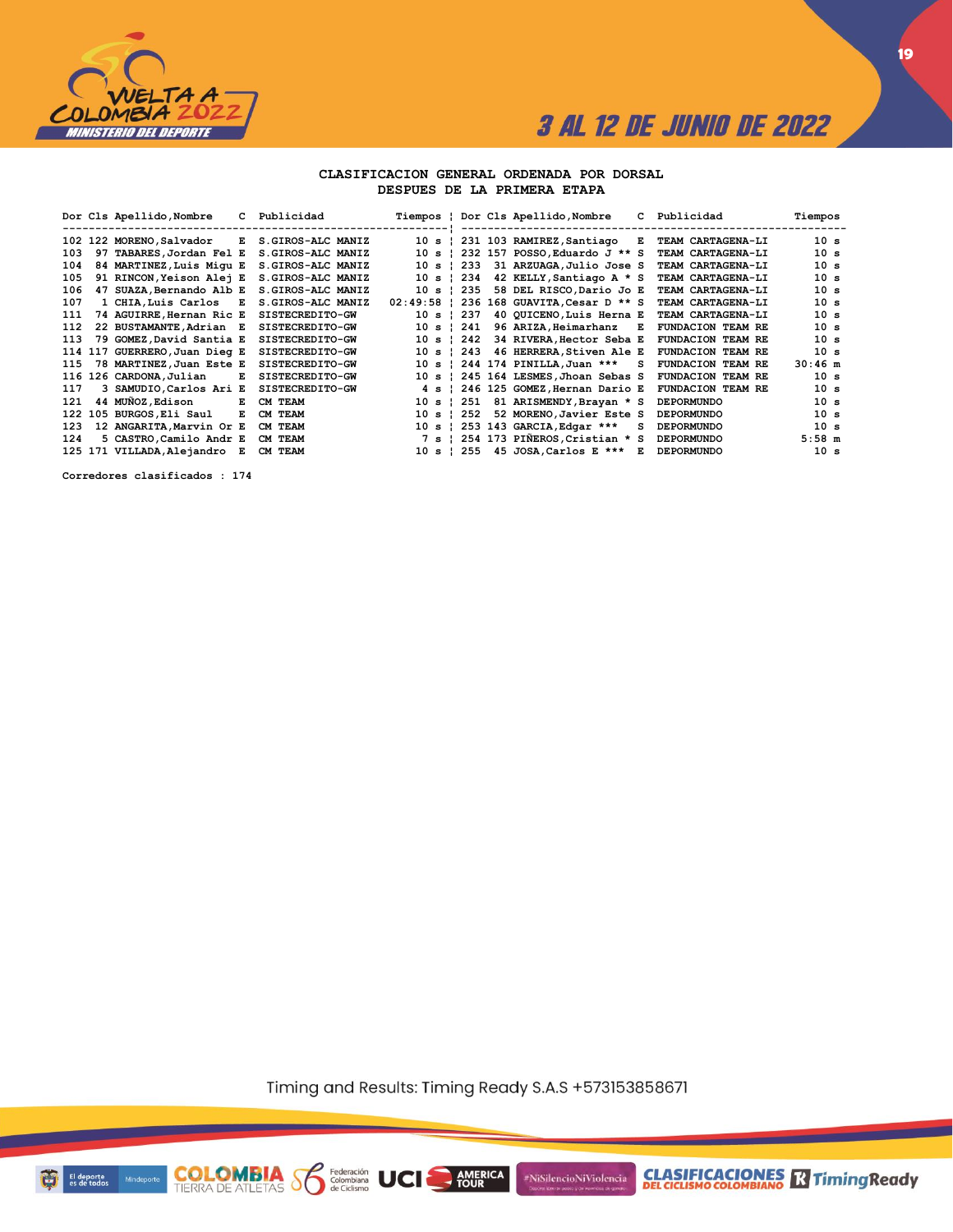**CLASIFICACION GENERAL ORDENADA POR DORSAL**
**DESPUES DE LA PRIMERA ETAPA**

| Dor | Cls | Apellido,Nombre | C | Publicidad | Tiempos | Dor | Cls | Apellido,Nombre | C | Publicidad | Tiempos |
|---|---|---|---|---|---|---|---|---|---|---|---|
| 102 | 122 | MORENO,Salvador | E | S.GIROS-ALC MANIZ | 10 s | 231 | 103 | RAMIREZ,Santiago | E | TEAM CARTAGENA-LI | 10 s |
| 103 | 97 | TABARES,Jordan Fel | E | S.GIROS-ALC MANIZ | 10 s | 232 | 157 | POSSO,Eduardo J ** | S | TEAM CARTAGENA-LI | 10 s |
| 104 | 84 | MARTINEZ,Luis Migu | E | S.GIROS-ALC MANIZ | 10 s | 233 | 31 | ARZUAGA,Julio Jose | S | TEAM CARTAGENA-LI | 10 s |
| 105 | 91 | RINCON,Yeison Alej | E | S.GIROS-ALC MANIZ | 10 s | 234 | 42 | KELLY,Santiago A * | S | TEAM CARTAGENA-LI | 10 s |
| 106 | 47 | SUAZA,Bernando Alb | E | S.GIROS-ALC MANIZ | 10 s | 235 | 58 | DEL RISCO,Dario Jo | E | TEAM CARTAGENA-LI | 10 s |
| 107 | 1 | CHIA,Luis Carlos | E | S.GIROS-ALC MANIZ | 02:49:58 | 236 | 168 | GUAVITA,Cesar D ** | S | TEAM CARTAGENA-LI | 10 s |
| 111 | 74 | AGUIRRE,Hernan Ric | E | SISTECREDITO-GW | 10 s | 237 | 40 | QUICENO,Luis Herna | E | TEAM CARTAGENA-LI | 10 s |
| 112 | 22 | BUSTAMANTE,Adrian | E | SISTECREDITO-GW | 10 s | 241 | 96 | ARIZA,Heimarhanz | E | FUNDACION TEAM RE | 10 s |
| 113 | 79 | GOMEZ,David Santia | E | SISTECREDITO-GW | 10 s | 242 | 34 | RIVERA,Hector Seba | E | FUNDACION TEAM RE | 10 s |
| 114 | 117 | GUERRERO,Juan Dieg | E | SISTECREDITO-GW | 10 s | 243 | 46 | HERRERA,Stiven Ale | E | FUNDACION TEAM RE | 10 s |
| 115 | 78 | MARTINEZ,Juan Este | E | SISTECREDITO-GW | 10 s | 244 | 174 | PINILLA,Juan *** | S | FUNDACION TEAM RE | 30:46 m |
| 116 | 126 | CARDONA,Julian | E | SISTECREDITO-GW | 10 s | 245 | 164 | LESMES,Jhoan Sebas | S | FUNDACION TEAM RE | 10 s |
| 117 | 3 | SAMUDIO,Carlos Ari | E | SISTECREDITO-GW | 4 s | 246 | 125 | GOMEZ,Hernan Dario | E | FUNDACION TEAM RE | 10 s |
| 121 | 44 | MUÑOZ,Edison | E | CM TEAM | 10 s | 251 | 81 | ARISMENDY,Brayan * | S | DEPORMUNDO | 10 s |
| 122 | 105 | BURGOS,Eli Saul | E | CM TEAM | 10 s | 252 | 52 | MORENO,Javier Este | S | DEPORMUNDO | 10 s |
| 123 | 12 | ANGARITA,Marvin Or | E | CM TEAM | 10 s | 253 | 143 | GARCIA,Edgar *** | S | DEPORMUNDO | 10 s |
| 124 | 5 | CASTRO,Camilo Andr | E | CM TEAM | 7 s | 254 | 173 | PIÑEROS,Cristian * | S | DEPORMUNDO | 5:58 m |
| 125 | 171 | VILLADA,Alejandro | E | CM TEAM | 10 s | 255 | 45 | JOSA,Carlos E *** | E | DEPORMUNDO | 10 s |

Corredores clasificados : 174

Timing and Results: Timing Ready S.A.S +573153858671